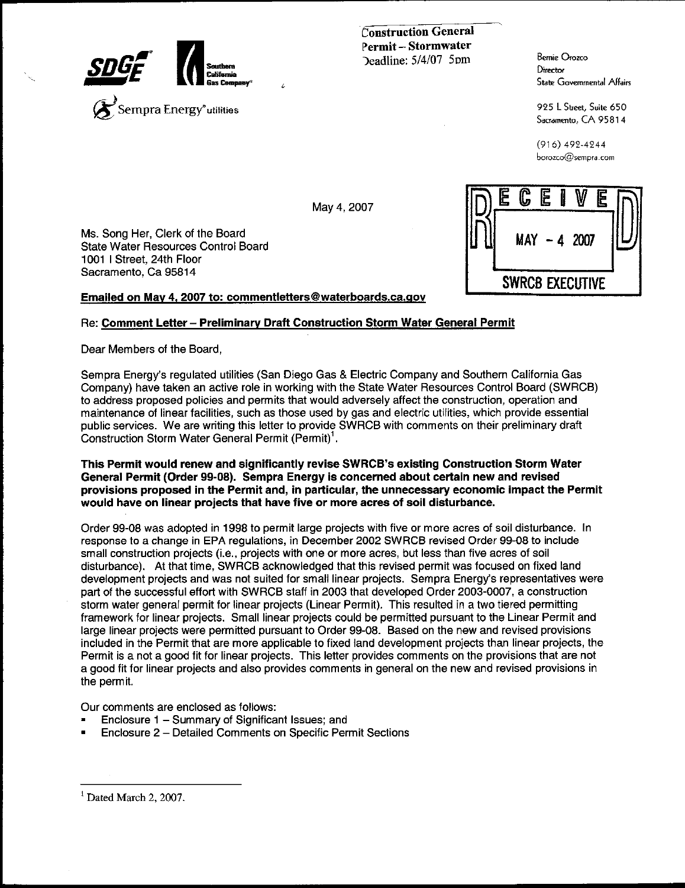SDG&E | Southern California Gas Company

Sempra Energy® utilities

Construction General Permit – Stormwater
Deadline: 5/4/07 5pm

Bernie Orozco
Director
State Governmental Affairs

925 L Street, Suite 650
Sacramento, CA 95814

(916) 492-4244
borozco@sempra.com

May 4, 2007

RECEIVED
MAY - 4 2007
SWRCB EXECUTIVE

Ms. Song Her, Clerk of the Board
State Water Resources Control Board
1001 I Street, 24th Floor
Sacramento, Ca 95814

**Emailed on May 4, 2007 to: commentletters@waterboards.ca.gov**

Re: **Comment Letter – Preliminary Draft Construction Storm Water General Permit**

Dear Members of the Board,

Sempra Energy's regulated utilities (San Diego Gas & Electric Company and Southern California Gas Company) have taken an active role in working with the State Water Resources Control Board (SWRCB) to address proposed policies and permits that would adversely affect the construction, operation and maintenance of linear facilities, such as those used by gas and electric utilities, which provide essential public services. We are writing this letter to provide SWRCB with comments on their preliminary draft Construction Storm Water General Permit (Permit)[1].

**This Permit would renew and significantly revise SWRCB's existing Construction Storm Water General Permit (Order 99-08). Sempra Energy is concerned about certain new and revised provisions proposed in the Permit and, in particular, the unnecessary economic impact the Permit would have on linear projects that have five or more acres of soil disturbance.**

Order 99-08 was adopted in 1998 to permit large projects with five or more acres of soil disturbance. In response to a change in EPA regulations, in December 2002 SWRCB revised Order 99-08 to include small construction projects (i.e., projects with one or more acres, but less than five acres of soil disturbance). At that time, SWRCB acknowledged that this revised permit was focused on fixed land development projects and was not suited for small linear projects. Sempra Energy's representatives were part of the successful effort with SWRCB staff in 2003 that developed Order 2003-0007, a construction storm water general permit for linear projects (Linear Permit). This resulted in a two tiered permitting framework for linear projects. Small linear projects could be permitted pursuant to the Linear Permit and large linear projects were permitted pursuant to Order 99-08. Based on the new and revised provisions included in the Permit that are more applicable to fixed land development projects than linear projects, the Permit is a not a good fit for linear projects. This letter provides comments on the provisions that are not a good fit for linear projects and also provides comments in general on the new and revised provisions in the permit.

Our comments are enclosed as follows:

- Enclosure 1 – Summary of Significant Issues; and
- Enclosure 2 – Detailed Comments on Specific Permit Sections

---

[1] Dated March 2, 2007.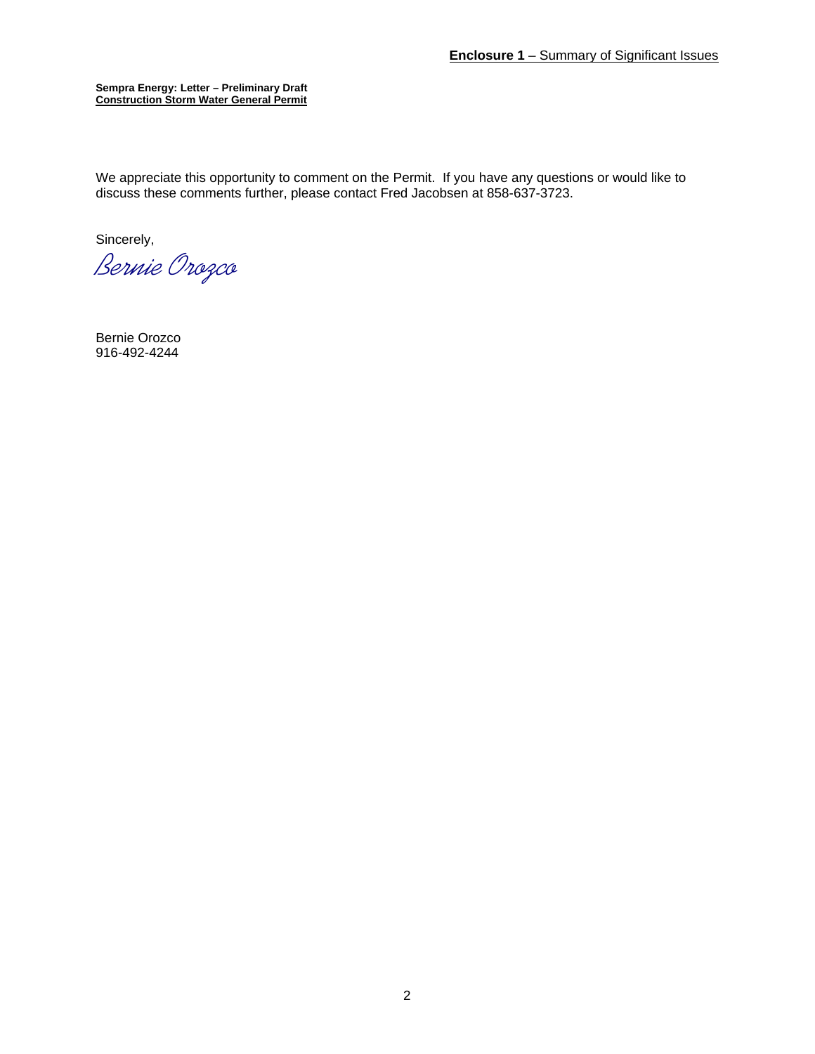**Enclosure 1** – Summary of Significant Issues

**Sempra Energy: Letter – Preliminary Draft**
**Construction Storm Water General Permit**

We appreciate this opportunity to comment on the Permit. If you have any questions or would like to discuss these comments further, please contact Fred Jacobsen at 858-637-3723.

Sincerely,

*Bernie Orozco*

Bernie Orozco
916-492-4244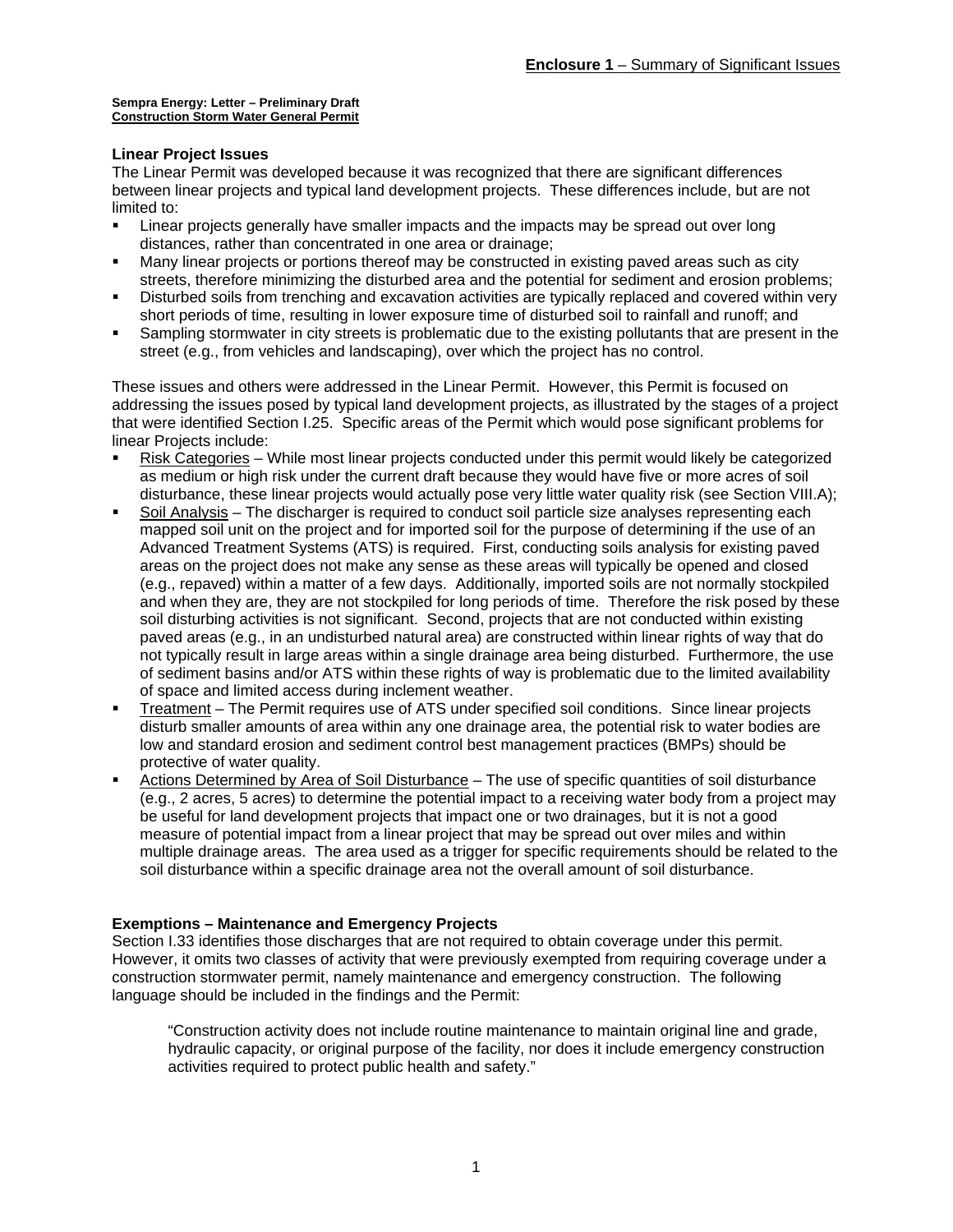**Enclosure 1** – Summary of Significant Issues

**Sempra Energy: Letter – Preliminary Draft**
**Construction Storm Water General Permit**

### Linear Project Issues

The Linear Permit was developed because it was recognized that there are significant differences between linear projects and typical land development projects. These differences include, but are not limited to:

- Linear projects generally have smaller impacts and the impacts may be spread out over long distances, rather than concentrated in one area or drainage;
- Many linear projects or portions thereof may be constructed in existing paved areas such as city streets, therefore minimizing the disturbed area and the potential for sediment and erosion problems;
- Disturbed soils from trenching and excavation activities are typically replaced and covered within very short periods of time, resulting in lower exposure time of disturbed soil to rainfall and runoff; and
- Sampling stormwater in city streets is problematic due to the existing pollutants that are present in the street (e.g., from vehicles and landscaping), over which the project has no control.

These issues and others were addressed in the Linear Permit. However, this Permit is focused on addressing the issues posed by typical land development projects, as illustrated by the stages of a project that were identified Section I.25. Specific areas of the Permit which would pose significant problems for linear Projects include:

- Risk Categories – While most linear projects conducted under this permit would likely be categorized as medium or high risk under the current draft because they would have five or more acres of soil disturbance, these linear projects would actually pose very little water quality risk (see Section VIII.A);
- Soil Analysis – The discharger is required to conduct soil particle size analyses representing each mapped soil unit on the project and for imported soil for the purpose of determining if the use of an Advanced Treatment Systems (ATS) is required. First, conducting soils analysis for existing paved areas on the project does not make any sense as these areas will typically be opened and closed (e.g., repaved) within a matter of a few days. Additionally, imported soils are not normally stockpiled and when they are, they are not stockpiled for long periods of time. Therefore the risk posed by these soil disturbing activities is not significant. Second, projects that are not conducted within existing paved areas (e.g., in an undisturbed natural area) are constructed within linear rights of way that do not typically result in large areas within a single drainage area being disturbed. Furthermore, the use of sediment basins and/or ATS within these rights of way is problematic due to the limited availability of space and limited access during inclement weather.
- Treatment – The Permit requires use of ATS under specified soil conditions. Since linear projects disturb smaller amounts of area within any one drainage area, the potential risk to water bodies are low and standard erosion and sediment control best management practices (BMPs) should be protective of water quality.
- Actions Determined by Area of Soil Disturbance – The use of specific quantities of soil disturbance (e.g., 2 acres, 5 acres) to determine the potential impact to a receiving water body from a project may be useful for land development projects that impact one or two drainages, but it is not a good measure of potential impact from a linear project that may be spread out over miles and within multiple drainage areas. The area used as a trigger for specific requirements should be related to the soil disturbance within a specific drainage area not the overall amount of soil disturbance.

### Exemptions – Maintenance and Emergency Projects

Section I.33 identifies those discharges that are not required to obtain coverage under this permit. However, it omits two classes of activity that were previously exempted from requiring coverage under a construction stormwater permit, namely maintenance and emergency construction. The following language should be included in the findings and the Permit:

> "Construction activity does not include routine maintenance to maintain original line and grade, hydraulic capacity, or original purpose of the facility, nor does it include emergency construction activities required to protect public health and safety."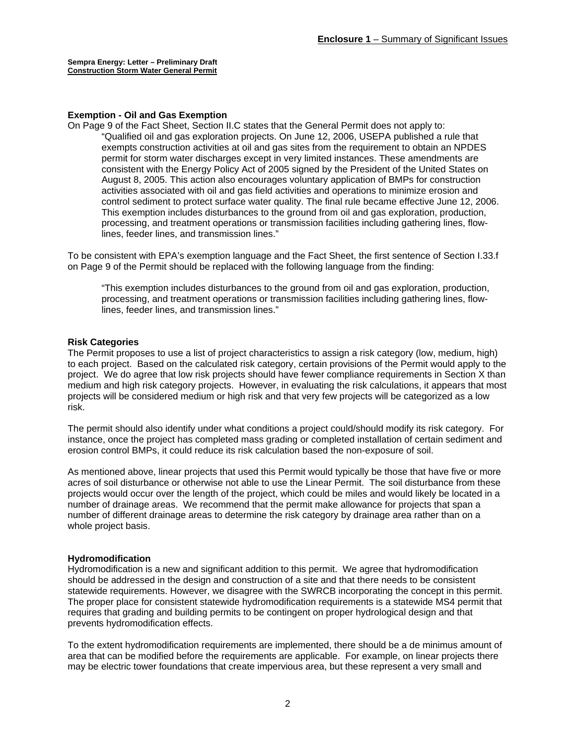**Enclosure 1** – Summary of Significant Issues

**Sempra Energy: Letter – Preliminary Draft**
**Construction Storm Water General Permit**

### Exemption - Oil and Gas Exemption

On Page 9 of the Fact Sheet, Section II.C states that the General Permit does not apply to:

> "Qualified oil and gas exploration projects. On June 12, 2006, USEPA published a rule that exempts construction activities at oil and gas sites from the requirement to obtain an NPDES permit for storm water discharges except in very limited instances. These amendments are consistent with the Energy Policy Act of 2005 signed by the President of the United States on August 8, 2005. This action also encourages voluntary application of BMPs for construction activities associated with oil and gas field activities and operations to minimize erosion and control sediment to protect surface water quality. The final rule became effective June 12, 2006. This exemption includes disturbances to the ground from oil and gas exploration, production, processing, and treatment operations or transmission facilities including gathering lines, flow-lines, feeder lines, and transmission lines."

To be consistent with EPA's exemption language and the Fact Sheet, the first sentence of Section I.33.f on Page 9 of the Permit should be replaced with the following language from the finding:

> "This exemption includes disturbances to the ground from oil and gas exploration, production, processing, and treatment operations or transmission facilities including gathering lines, flow-lines, feeder lines, and transmission lines."

### Risk Categories

The Permit proposes to use a list of project characteristics to assign a risk category (low, medium, high) to each project. Based on the calculated risk category, certain provisions of the Permit would apply to the project. We do agree that low risk projects should have fewer compliance requirements in Section X than medium and high risk category projects. However, in evaluating the risk calculations, it appears that most projects will be considered medium or high risk and that very few projects will be categorized as a low risk.

The permit should also identify under what conditions a project could/should modify its risk category. For instance, once the project has completed mass grading or completed installation of certain sediment and erosion control BMPs, it could reduce its risk calculation based the non-exposure of soil.

As mentioned above, linear projects that used this Permit would typically be those that have five or more acres of soil disturbance or otherwise not able to use the Linear Permit. The soil disturbance from these projects would occur over the length of the project, which could be miles and would likely be located in a number of drainage areas. We recommend that the permit make allowance for projects that span a number of different drainage areas to determine the risk category by drainage area rather than on a whole project basis.

### Hydromodification

Hydromodification is a new and significant addition to this permit. We agree that hydromodification should be addressed in the design and construction of a site and that there needs to be consistent statewide requirements. However, we disagree with the SWRCB incorporating the concept in this permit. The proper place for consistent statewide hydromodification requirements is a statewide MS4 permit that requires that grading and building permits to be contingent on proper hydrological design and that prevents hydromodification effects.

To the extent hydromodification requirements are implemented, there should be a de minimus amount of area that can be modified before the requirements are applicable. For example, on linear projects there may be electric tower foundations that create impervious area, but these represent a very small and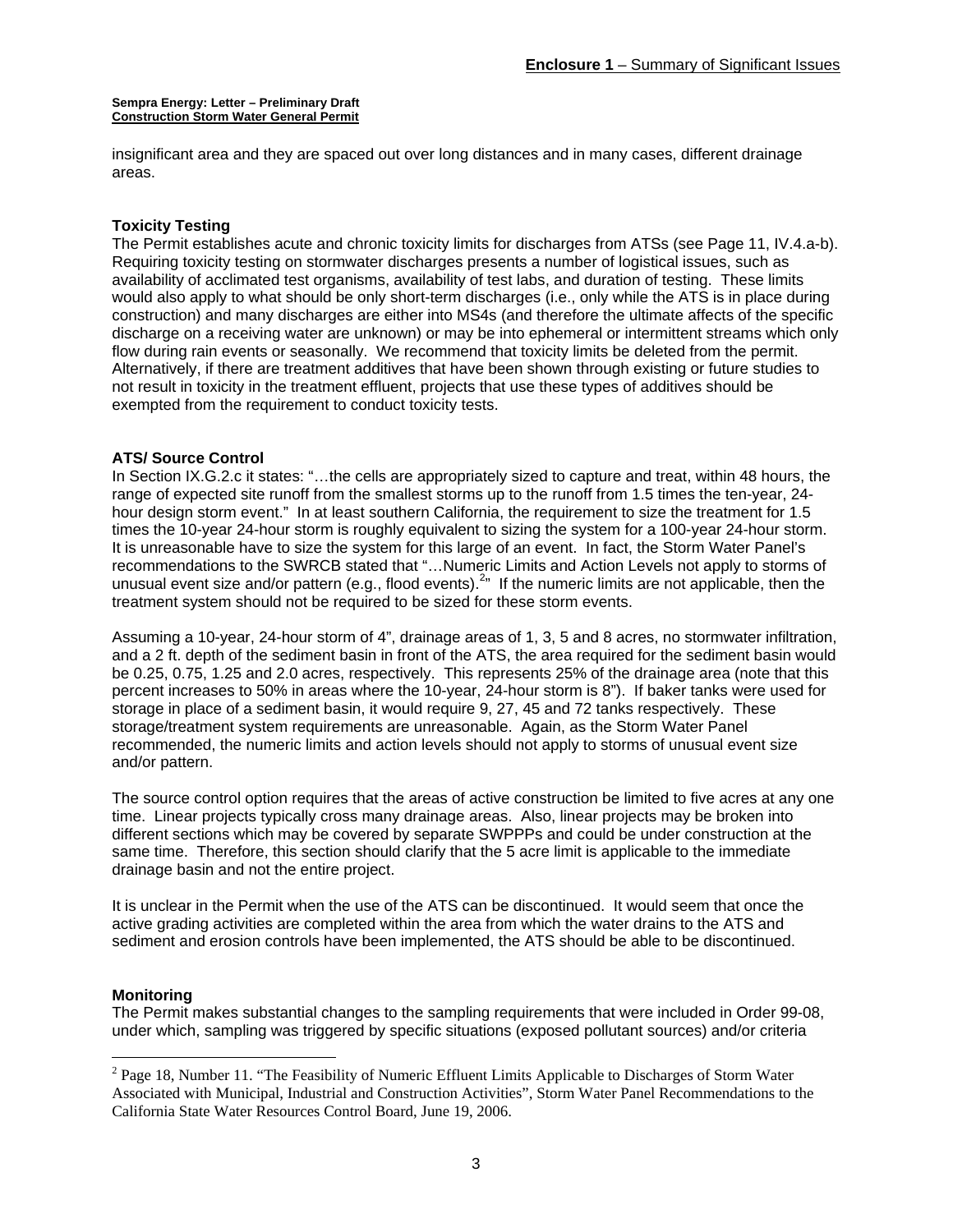insignificant area and they are spaced out over long distances and in many cases, different drainage areas.

**Toxicity Testing**

The Permit establishes acute and chronic toxicity limits for discharges from ATSs (see Page 11, IV.4.a-b). Requiring toxicity testing on stormwater discharges presents a number of logistical issues, such as availability of acclimated test organisms, availability of test labs, and duration of testing. These limits would also apply to what should be only short-term discharges (i.e., only while the ATS is in place during construction) and many discharges are either into MS4s (and therefore the ultimate affects of the specific discharge on a receiving water are unknown) or may be into ephemeral or intermittent streams which only flow during rain events or seasonally. We recommend that toxicity limits be deleted from the permit. Alternatively, if there are treatment additives that have been shown through existing or future studies to not result in toxicity in the treatment effluent, projects that use these types of additives should be exempted from the requirement to conduct toxicity tests.

**ATS/ Source Control**

In Section IX.G.2.c it states: "…the cells are appropriately sized to capture and treat, within 48 hours, the range of expected site runoff from the smallest storms up to the runoff from 1.5 times the ten-year, 24-hour design storm event." In at least southern California, the requirement to size the treatment for 1.5 times the 10-year 24-hour storm is roughly equivalent to sizing the system for a 100-year 24-hour storm. It is unreasonable have to size the system for this large of an event. In fact, the Storm Water Panel's recommendations to the SWRCB stated that "…Numeric Limits and Action Levels not apply to storms of unusual event size and/or pattern (e.g., flood events).[2]" If the numeric limits are not applicable, then the treatment system should not be required to be sized for these storm events.

Assuming a 10-year, 24-hour storm of 4", drainage areas of 1, 3, 5 and 8 acres, no stormwater infiltration, and a 2 ft. depth of the sediment basin in front of the ATS, the area required for the sediment basin would be 0.25, 0.75, 1.25 and 2.0 acres, respectively. This represents 25% of the drainage area (note that this percent increases to 50% in areas where the 10-year, 24-hour storm is 8"). If baker tanks were used for storage in place of a sediment basin, it would require 9, 27, 45 and 72 tanks respectively. These storage/treatment system requirements are unreasonable. Again, as the Storm Water Panel recommended, the numeric limits and action levels should not apply to storms of unusual event size and/or pattern.

The source control option requires that the areas of active construction be limited to five acres at any one time. Linear projects typically cross many drainage areas. Also, linear projects may be broken into different sections which may be covered by separate SWPPPs and could be under construction at the same time. Therefore, this section should clarify that the 5 acre limit is applicable to the immediate drainage basin and not the entire project.

It is unclear in the Permit when the use of the ATS can be discontinued. It would seem that once the active grading activities are completed within the area from which the water drains to the ATS and sediment and erosion controls have been implemented, the ATS should be able to be discontinued.

**Monitoring**

The Permit makes substantial changes to the sampling requirements that were included in Order 99-08, under which, sampling was triggered by specific situations (exposed pollutant sources) and/or criteria

[2] Page 18, Number 11. "The Feasibility of Numeric Effluent Limits Applicable to Discharges of Storm Water Associated with Municipal, Industrial and Construction Activities", Storm Water Panel Recommendations to the California State Water Resources Control Board, June 19, 2006.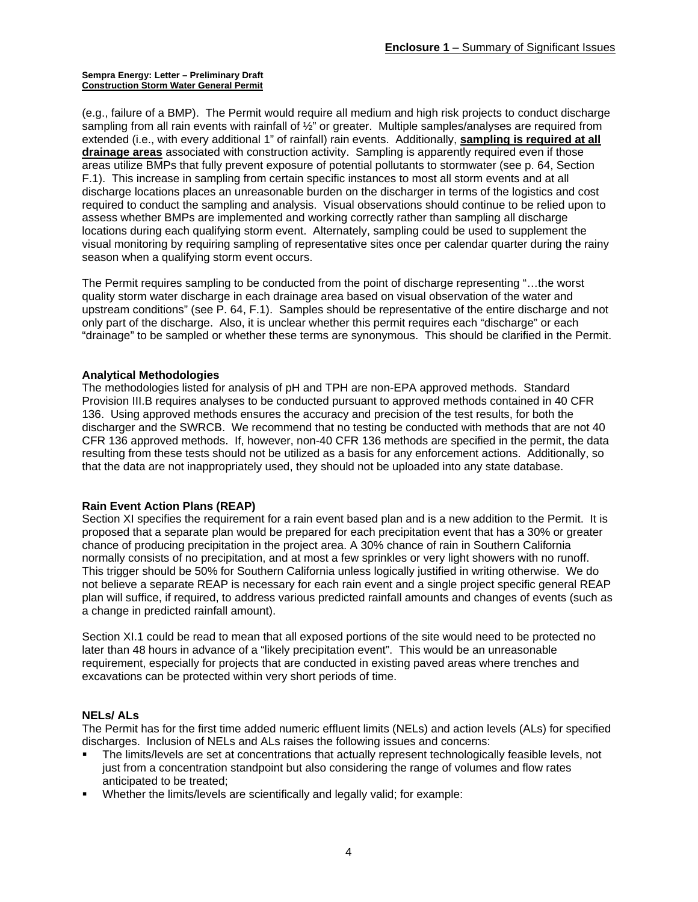(e.g., failure of a BMP). The Permit would require all medium and high risk projects to conduct discharge sampling from all rain events with rainfall of ½" or greater. Multiple samples/analyses are required from extended (i.e., with every additional 1" of rainfall) rain events. Additionally, **sampling is required at all drainage areas** associated with construction activity. Sampling is apparently required even if those areas utilize BMPs that fully prevent exposure of potential pollutants to stormwater (see p. 64, Section F.1). This increase in sampling from certain specific instances to most all storm events and at all discharge locations places an unreasonable burden on the discharger in terms of the logistics and cost required to conduct the sampling and analysis. Visual observations should continue to be relied upon to assess whether BMPs are implemented and working correctly rather than sampling all discharge locations during each qualifying storm event. Alternately, sampling could be used to supplement the visual monitoring by requiring sampling of representative sites once per calendar quarter during the rainy season when a qualifying storm event occurs.

The Permit requires sampling to be conducted from the point of discharge representing "…the worst quality storm water discharge in each drainage area based on visual observation of the water and upstream conditions" (see P. 64, F.1). Samples should be representative of the entire discharge and not only part of the discharge. Also, it is unclear whether this permit requires each "discharge" or each "drainage" to be sampled or whether these terms are synonymous. This should be clarified in the Permit.

**Analytical Methodologies**

The methodologies listed for analysis of pH and TPH are non-EPA approved methods. Standard Provision III.B requires analyses to be conducted pursuant to approved methods contained in 40 CFR 136. Using approved methods ensures the accuracy and precision of the test results, for both the discharger and the SWRCB. We recommend that no testing be conducted with methods that are not 40 CFR 136 approved methods. If, however, non-40 CFR 136 methods are specified in the permit, the data resulting from these tests should not be utilized as a basis for any enforcement actions. Additionally, so that the data are not inappropriately used, they should not be uploaded into any state database.

**Rain Event Action Plans (REAP)**

Section XI specifies the requirement for a rain event based plan and is a new addition to the Permit. It is proposed that a separate plan would be prepared for each precipitation event that has a 30% or greater chance of producing precipitation in the project area. A 30% chance of rain in Southern California normally consists of no precipitation, and at most a few sprinkles or very light showers with no runoff. This trigger should be 50% for Southern California unless logically justified in writing otherwise. We do not believe a separate REAP is necessary for each rain event and a single project specific general REAP plan will suffice, if required, to address various predicted rainfall amounts and changes of events (such as a change in predicted rainfall amount).

Section XI.1 could be read to mean that all exposed portions of the site would need to be protected no later than 48 hours in advance of a "likely precipitation event". This would be an unreasonable requirement, especially for projects that are conducted in existing paved areas where trenches and excavations can be protected within very short periods of time.

**NELs/ ALs**

The Permit has for the first time added numeric effluent limits (NELs) and action levels (ALs) for specified discharges. Inclusion of NELs and ALs raises the following issues and concerns:

- The limits/levels are set at concentrations that actually represent technologically feasible levels, not just from a concentration standpoint but also considering the range of volumes and flow rates anticipated to be treated;
- Whether the limits/levels are scientifically and legally valid; for example: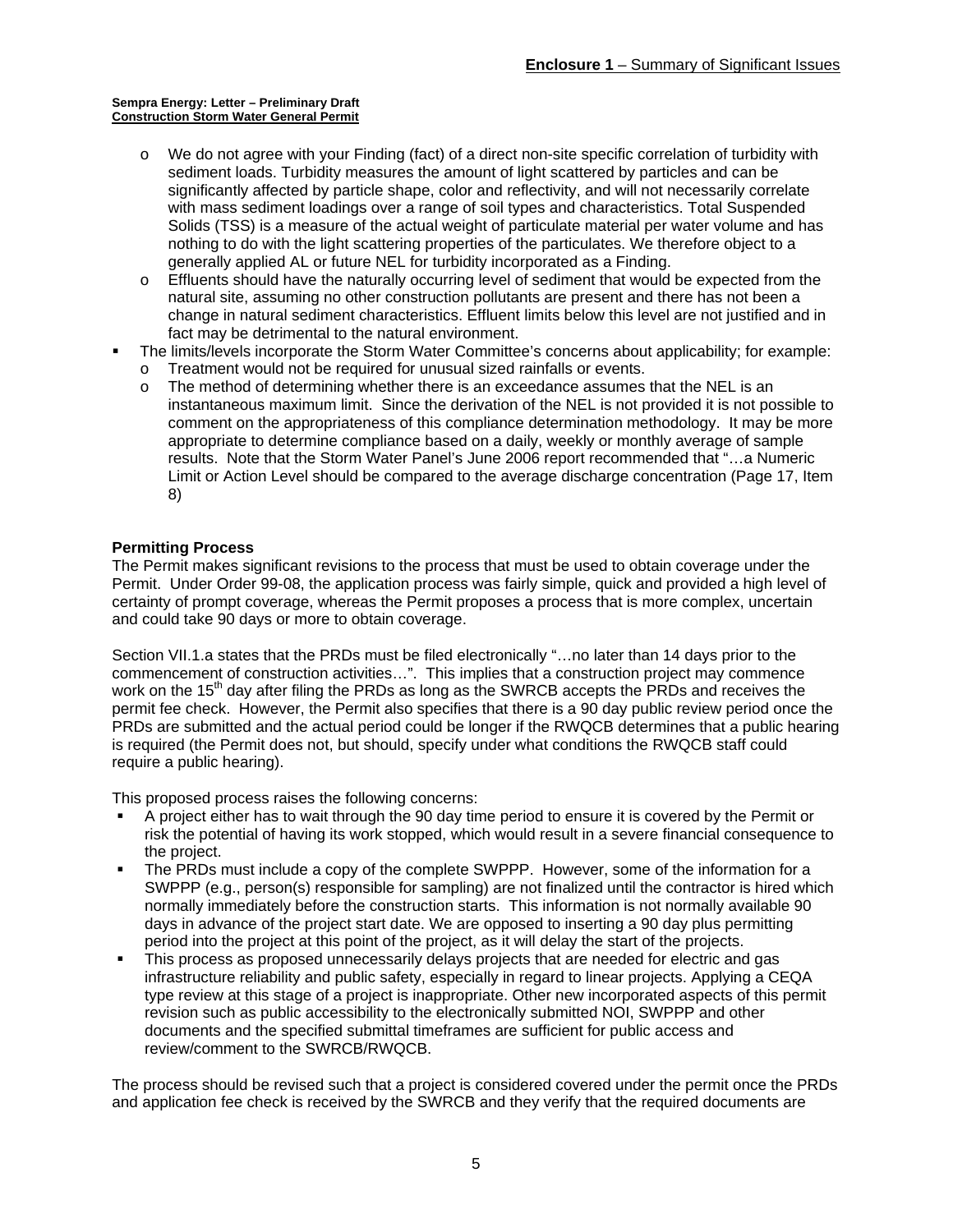- We do not agree with your Finding (fact) of a direct non-site specific correlation of turbidity with sediment loads. Turbidity measures the amount of light scattered by particles and can be significantly affected by particle shape, color and reflectivity, and will not necessarily correlate with mass sediment loadings over a range of soil types and characteristics. Total Suspended Solids (TSS) is a measure of the actual weight of particulate material per water volume and has nothing to do with the light scattering properties of the particulates. We therefore object to a generally applied AL or future NEL for turbidity incorporated as a Finding.
- Effluents should have the naturally occurring level of sediment that would be expected from the natural site, assuming no other construction pollutants are present and there has not been a change in natural sediment characteristics. Effluent limits below this level are not justified and in fact may be detrimental to the natural environment.

- The limits/levels incorporate the Storm Water Committee's concerns about applicability; for example:
  - Treatment would not be required for unusual sized rainfalls or events.
  - The method of determining whether there is an exceedance assumes that the NEL is an instantaneous maximum limit. Since the derivation of the NEL is not provided it is not possible to comment on the appropriateness of this compliance determination methodology. It may be more appropriate to determine compliance based on a daily, weekly or monthly average of sample results. Note that the Storm Water Panel's June 2006 report recommended that "…a Numeric Limit or Action Level should be compared to the average discharge concentration (Page 17, Item 8)

**Permitting Process**

The Permit makes significant revisions to the process that must be used to obtain coverage under the Permit. Under Order 99-08, the application process was fairly simple, quick and provided a high level of certainty of prompt coverage, whereas the Permit proposes a process that is more complex, uncertain and could take 90 days or more to obtain coverage.

Section VII.1.a states that the PRDs must be filed electronically "…no later than 14 days prior to the commencement of construction activities…". This implies that a construction project may commence work on the 15th day after filing the PRDs as long as the SWRCB accepts the PRDs and receives the permit fee check. However, the Permit also specifies that there is a 90 day public review period once the PRDs are submitted and the actual period could be longer if the RWQCB determines that a public hearing is required (the Permit does not, but should, specify under what conditions the RWQCB staff could require a public hearing).

This proposed process raises the following concerns:

- A project either has to wait through the 90 day time period to ensure it is covered by the Permit or risk the potential of having its work stopped, which would result in a severe financial consequence to the project.
- The PRDs must include a copy of the complete SWPPP. However, some of the information for a SWPPP (e.g., person(s) responsible for sampling) are not finalized until the contractor is hired which normally immediately before the construction starts. This information is not normally available 90 days in advance of the project start date. We are opposed to inserting a 90 day plus permitting period into the project at this point of the project, as it will delay the start of the projects.
- This process as proposed unnecessarily delays projects that are needed for electric and gas infrastructure reliability and public safety, especially in regard to linear projects. Applying a CEQA type review at this stage of a project is inappropriate. Other new incorporated aspects of this permit revision such as public accessibility to the electronically submitted NOI, SWPPP and other documents and the specified submittal timeframes are sufficient for public access and review/comment to the SWRCB/RWQCB.

The process should be revised such that a project is considered covered under the permit once the PRDs and application fee check is received by the SWRCB and they verify that the required documents are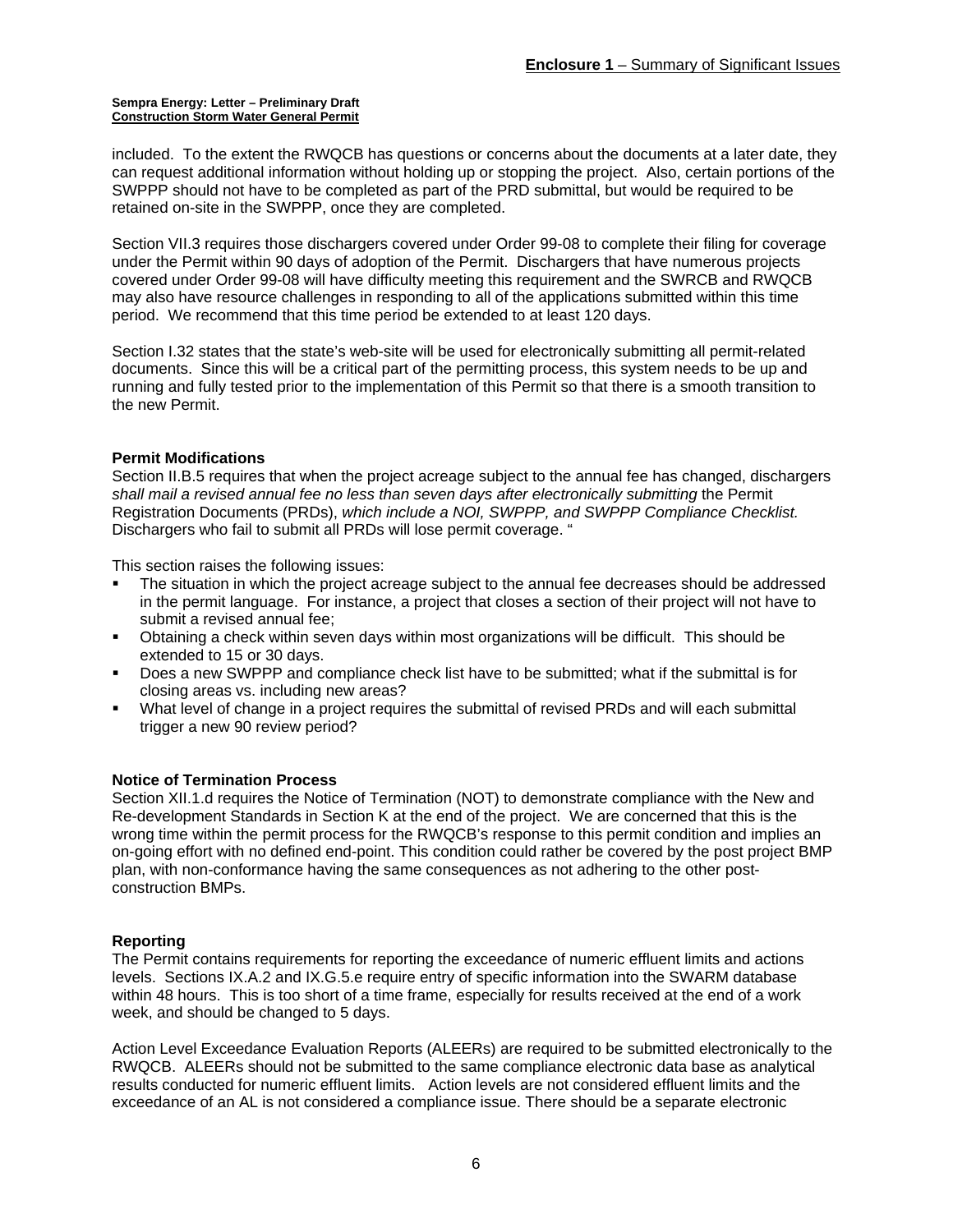included. To the extent the RWQCB has questions or concerns about the documents at a later date, they can request additional information without holding up or stopping the project. Also, certain portions of the SWPPP should not have to be completed as part of the PRD submittal, but would be required to be retained on-site in the SWPPP, once they are completed.

Section VII.3 requires those dischargers covered under Order 99-08 to complete their filing for coverage under the Permit within 90 days of adoption of the Permit. Dischargers that have numerous projects covered under Order 99-08 will have difficulty meeting this requirement and the SWRCB and RWQCB may also have resource challenges in responding to all of the applications submitted within this time period. We recommend that this time period be extended to at least 120 days.

Section I.32 states that the state's web-site will be used for electronically submitting all permit-related documents. Since this will be a critical part of the permitting process, this system needs to be up and running and fully tested prior to the implementation of this Permit so that there is a smooth transition to the new Permit.

### Permit Modifications

Section II.B.5 requires that when the project acreage subject to the annual fee has changed, dischargers *shall mail a revised annual fee no less than seven days after electronically submitting* the Permit Registration Documents (PRDs), *which include a NOI, SWPPP, and SWPPP Compliance Checklist.* Dischargers who fail to submit all PRDs will lose permit coverage. "

This section raises the following issues:

- The situation in which the project acreage subject to the annual fee decreases should be addressed in the permit language. For instance, a project that closes a section of their project will not have to submit a revised annual fee;
- Obtaining a check within seven days within most organizations will be difficult. This should be extended to 15 or 30 days.
- Does a new SWPPP and compliance check list have to be submitted; what if the submittal is for closing areas vs. including new areas?
- What level of change in a project requires the submittal of revised PRDs and will each submittal trigger a new 90 review period?

### Notice of Termination Process

Section XII.1.d requires the Notice of Termination (NOT) to demonstrate compliance with the New and Re-development Standards in Section K at the end of the project. We are concerned that this is the wrong time within the permit process for the RWQCB's response to this permit condition and implies an on-going effort with no defined end-point. This condition could rather be covered by the post project BMP plan, with non-conformance having the same consequences as not adhering to the other post-construction BMPs.

### Reporting

The Permit contains requirements for reporting the exceedance of numeric effluent limits and actions levels. Sections IX.A.2 and IX.G.5.e require entry of specific information into the SWARM database within 48 hours. This is too short of a time frame, especially for results received at the end of a work week, and should be changed to 5 days.

Action Level Exceedance Evaluation Reports (ALEERs) are required to be submitted electronically to the RWQCB. ALEERs should not be submitted to the same compliance electronic data base as analytical results conducted for numeric effluent limits. Action levels are not considered effluent limits and the exceedance of an AL is not considered a compliance issue. There should be a separate electronic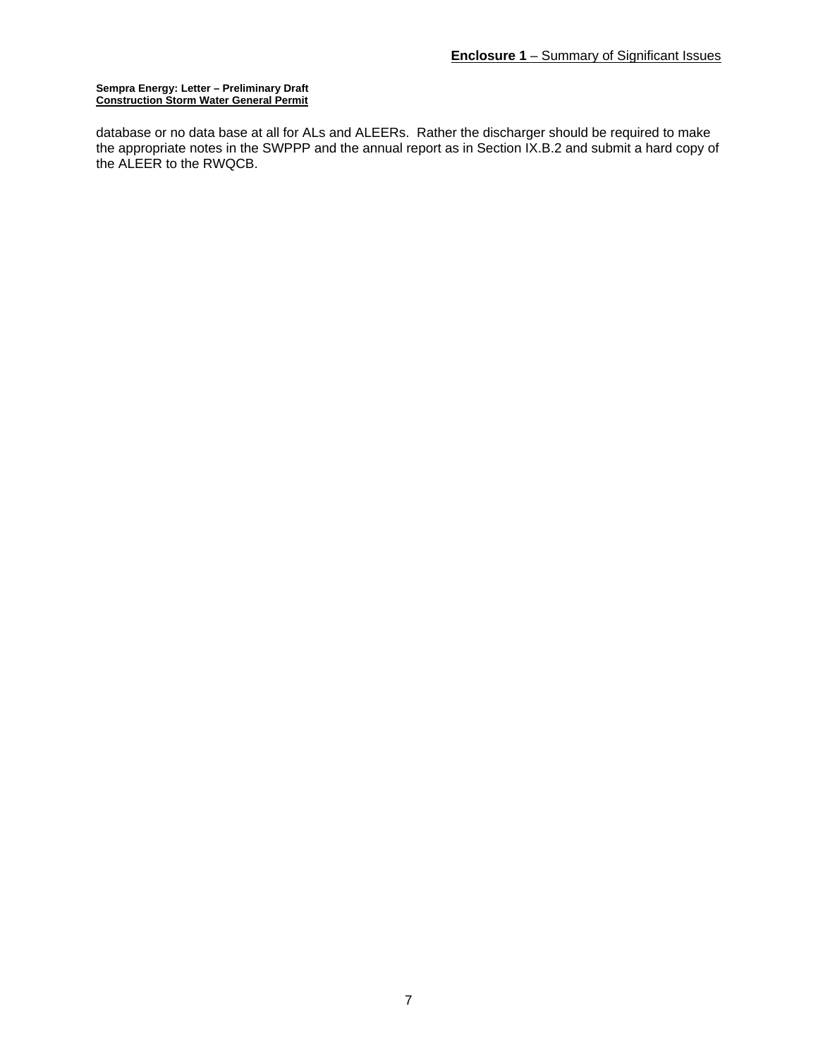database or no data base at all for ALs and ALEERs. Rather the discharger should be required to make the appropriate notes in the SWPPP and the annual report as in Section IX.B.2 and submit a hard copy of the ALEER to the RWQCB.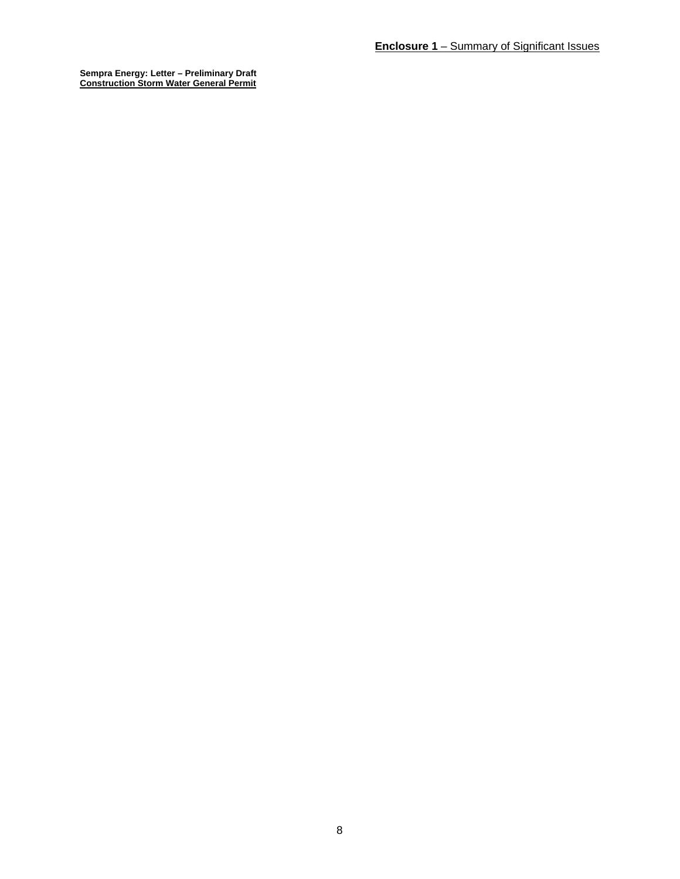**Enclosure 1** – Summary of Significant Issues

**Sempra Energy: Letter – Preliminary Draft**
**Construction Storm Water General Permit**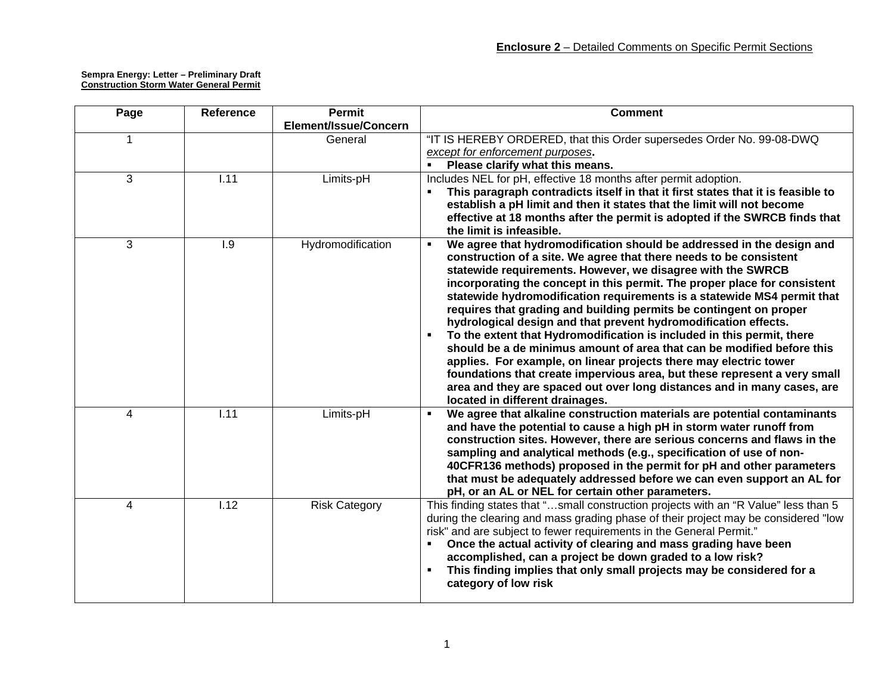**Enclosure 2** – Detailed Comments on Specific Permit Sections

**Sempra Energy: Letter – Preliminary Draft**
**Construction Storm Water General Permit**

| Page | Reference | Permit Element/Issue/Concern | Comment |
|---|---|---|---|
| 1 | | General | "IT IS HEREBY ORDERED, that this Order supersedes Order No. 99-08-DWQ *except for enforcement purposes*.<br>▪ **Please clarify what this means.** |
| 3 | I.11 | Limits-pH | Includes NEL for pH, effective 18 months after permit adoption.<br>▪ **This paragraph contradicts itself in that it first states that it is feasible to establish a pH limit and then it states that the limit will not become effective at 18 months after the permit is adopted if the SWRCB finds that the limit is infeasible.** |
| 3 | I.9 | Hydromodification | ▪ **We agree that hydromodification should be addressed in the design and construction of a site. We agree that there needs to be consistent statewide requirements. However, we disagree with the SWRCB incorporating the concept in this permit. The proper place for consistent statewide hydromodification requirements is a statewide MS4 permit that requires that grading and building permits be contingent on proper hydrological design and that prevent hydromodification effects.**<br>▪ **To the extent that Hydromodification is included in this permit, there should be a de minimus amount of area that can be modified before this applies. For example, on linear projects there may electric tower foundations that create impervious area, but these represent a very small area and they are spaced out over long distances and in many cases, are located in different drainages.** |
| 4 | I.11 | Limits-pH | ▪ **We agree that alkaline construction materials are potential contaminants and have the potential to cause a high pH in storm water runoff from construction sites. However, there are serious concerns and flaws in the sampling and analytical methods (e.g., specification of use of non-40CFR136 methods) proposed in the permit for pH and other parameters that must be adequately addressed before we can even support an AL for pH, or an AL or NEL for certain other parameters.** |
| 4 | I.12 | Risk Category | This finding states that "…small construction projects with an "R Value" less than 5 during the clearing and mass grading phase of their project may be considered "low risk" and are subject to fewer requirements in the General Permit."<br>▪ **Once the actual activity of clearing and mass grading have been accomplished, can a project be down graded to a low risk?**<br>▪ **This finding implies that only small projects may be considered for a category of low risk** |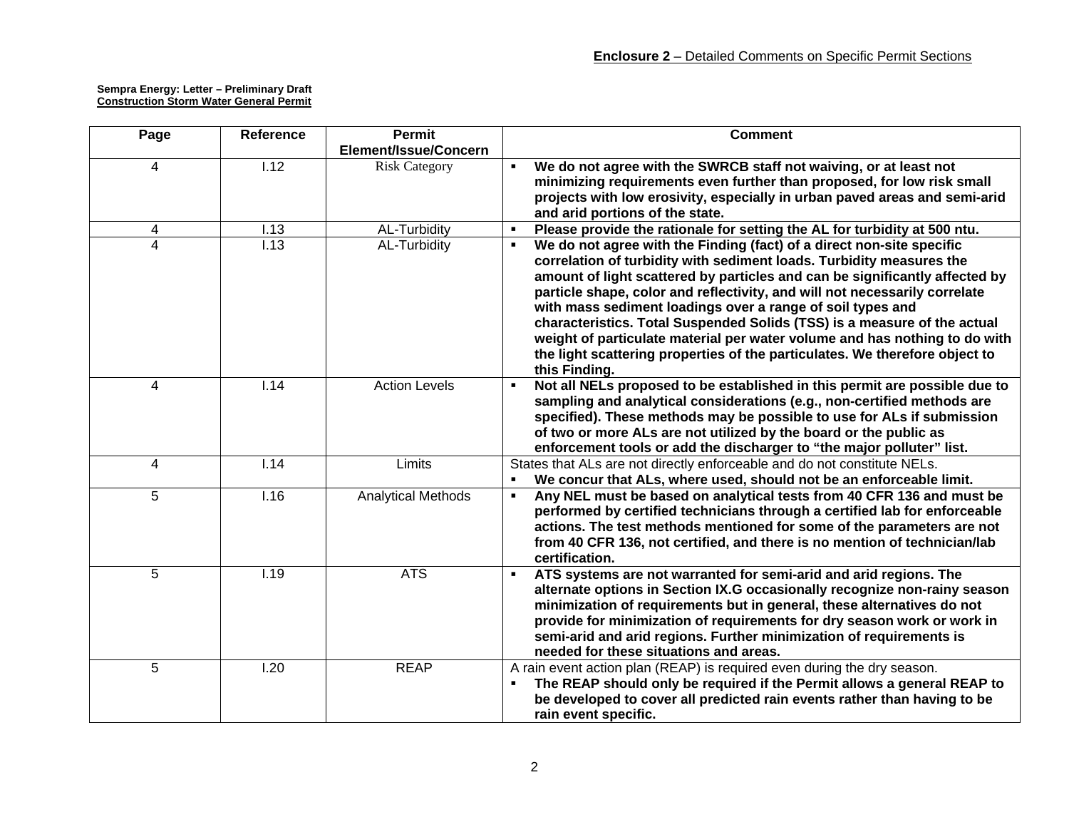**Enclosure 2** – Detailed Comments on Specific Permit Sections

**Sempra Energy: Letter – Preliminary Draft**
**Construction Storm Water General Permit**

| Page | Reference | Permit Element/Issue/Concern | Comment |
|---|---|---|---|
| 4 | I.12 | Risk Category | ▪ **We do not agree with the SWRCB staff not waiving, or at least not minimizing requirements even further than proposed, for low risk small projects with low erosivity, especially in urban paved areas and semi-arid and arid portions of the state.** |
| 4 | I.13 | AL-Turbidity | ▪ **Please provide the rationale for setting the AL for turbidity at 500 ntu.** |
| 4 | I.13 | AL-Turbidity | ▪ **We do not agree with the Finding (fact) of a direct non-site specific correlation of turbidity with sediment loads. Turbidity measures the amount of light scattered by particles and can be significantly affected by particle shape, color and reflectivity, and will not necessarily correlate with mass sediment loadings over a range of soil types and characteristics. Total Suspended Solids (TSS) is a measure of the actual weight of particulate material per water volume and has nothing to do with the light scattering properties of the particulates. We therefore object to this Finding.** |
| 4 | I.14 | Action Levels | ▪ **Not all NELs proposed to be established in this permit are possible due to sampling and analytical considerations (e.g., non-certified methods are specified). These methods may be possible to use for ALs if submission of two or more ALs are not utilized by the board or the public as enforcement tools or add the discharger to "the major polluter" list.** |
| 4 | I.14 | Limits | States that ALs are not directly enforceable and do not constitute NELs. ▪ **We concur that ALs, where used, should not be an enforceable limit.** |
| 5 | I.16 | Analytical Methods | ▪ **Any NEL must be based on analytical tests from 40 CFR 136 and must be performed by certified technicians through a certified lab for enforceable actions. The test methods mentioned for some of the parameters are not from 40 CFR 136, not certified, and there is no mention of technician/lab certification.** |
| 5 | I.19 | ATS | ▪ **ATS systems are not warranted for semi-arid and arid regions. The alternate options in Section IX.G occasionally recognize non-rainy season minimization of requirements but in general, these alternatives do not provide for minimization of requirements for dry season work or work in semi-arid and arid regions. Further minimization of requirements is needed for these situations and areas.** |
| 5 | I.20 | REAP | A rain event action plan (REAP) is required even during the dry season. ▪ **The REAP should only be required if the Permit allows a general REAP to be developed to cover all predicted rain events rather than having to be rain event specific.** |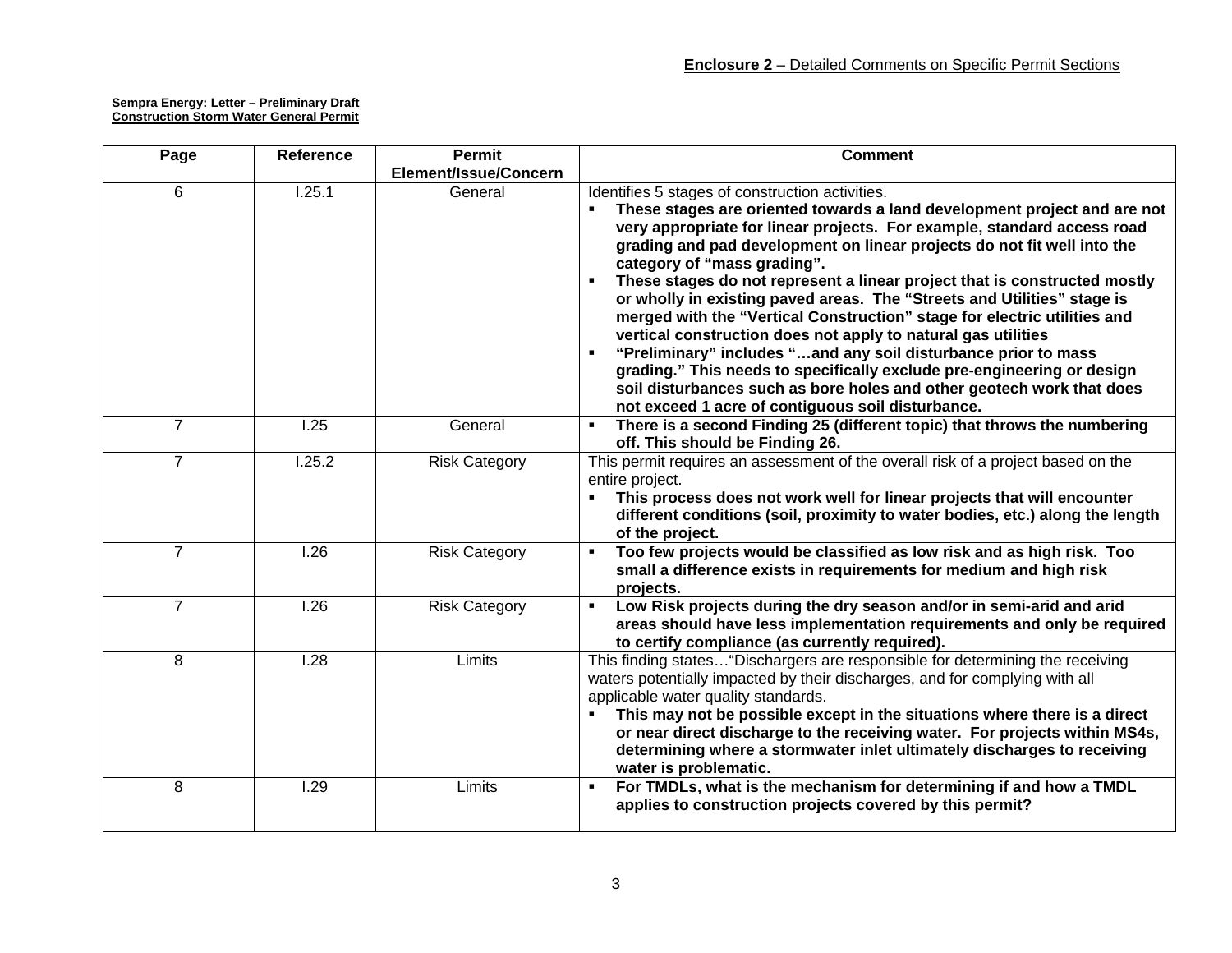**Enclosure 2** – Detailed Comments on Specific Permit Sections

**Sempra Energy: Letter – Preliminary Draft**
**Construction Storm Water General Permit**

| Page | Reference | Permit Element/Issue/Concern | Comment |
|---|---|---|---|
| 6 | I.25.1 | General | Identifies 5 stages of construction activities.<br>▪ **These stages are oriented towards a land development project and are not very appropriate for linear projects. For example, standard access road grading and pad development on linear projects do not fit well into the category of "mass grading".**<br>▪ **These stages do not represent a linear project that is constructed mostly or wholly in existing paved areas. The "Streets and Utilities" stage is merged with the "Vertical Construction" stage for electric utilities and vertical construction does not apply to natural gas utilities**<br>▪ **"Preliminary" includes "…and any soil disturbance prior to mass grading." This needs to specifically exclude pre-engineering or design soil disturbances such as bore holes and other geotech work that does not exceed 1 acre of contiguous soil disturbance.** |
| 7 | I.25 | General | ▪ **There is a second Finding 25 (different topic) that throws the numbering off. This should be Finding 26.** |
| 7 | I.25.2 | Risk Category | This permit requires an assessment of the overall risk of a project based on the entire project.<br>▪ **This process does not work well for linear projects that will encounter different conditions (soil, proximity to water bodies, etc.) along the length of the project.** |
| 7 | I.26 | Risk Category | ▪ **Too few projects would be classified as low risk and as high risk. Too small a difference exists in requirements for medium and high risk projects.** |
| 7 | I.26 | Risk Category | ▪ **Low Risk projects during the dry season and/or in semi-arid and arid areas should have less implementation requirements and only be required to certify compliance (as currently required).** |
| 8 | I.28 | Limits | This finding states…"Dischargers are responsible for determining the receiving waters potentially impacted by their discharges, and for complying with all applicable water quality standards.<br>▪ **This may not be possible except in the situations where there is a direct or near direct discharge to the receiving water. For projects within MS4s, determining where a stormwater inlet ultimately discharges to receiving water is problematic.** |
| 8 | I.29 | Limits | ▪ **For TMDLs, what is the mechanism for determining if and how a TMDL applies to construction projects covered by this permit?** |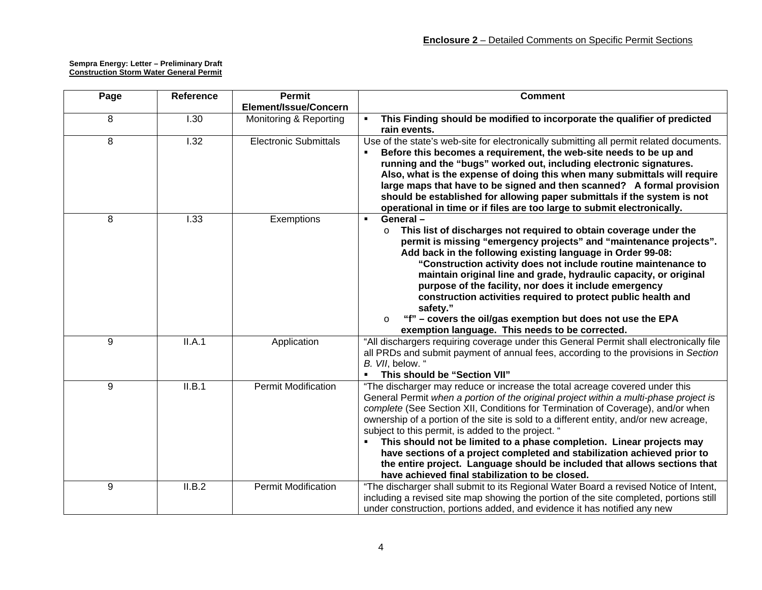**Enclosure 2** – Detailed Comments on Specific Permit Sections

**Sempra Energy: Letter – Preliminary Draft**
**Construction Storm Water General Permit**

| Page | Reference | Permit Element/Issue/Concern | Comment |
|---|---|---|---|
| 8 | I.30 | Monitoring & Reporting | ▪ **This Finding should be modified to incorporate the qualifier of predicted rain events.** |
| 8 | I.32 | Electronic Submittals | Use of the state's web-site for electronically submitting all permit related documents.<br>▪ **Before this becomes a requirement, the web-site needs to be up and running and the "bugs" worked out, including electronic signatures. Also, what is the expense of doing this when many submittals will require large maps that have to be signed and then scanned? A formal provision should be established for allowing paper submittals if the system is not operational in time or if files are too large to submit electronically.** |
| 8 | I.33 | Exemptions | ▪ **General –**<br>o **This list of discharges not required to obtain coverage under the permit is missing "emergency projects" and "maintenance projects". Add back in the following existing language in Order 99-08:** **"Construction activity does not include routine maintenance to maintain original line and grade, hydraulic capacity, or original purpose of the facility, nor does it include emergency construction activities required to protect public health and safety."**<br>o **"f" – covers the oil/gas exemption but does not use the EPA exemption language. This needs to be corrected.** |
| 9 | II.A.1 | Application | "All dischargers requiring coverage under this General Permit shall electronically file all PRDs and submit payment of annual fees, according to the provisions in *Section B. VII*, below. "<br>▪ **This should be "Section VII"** |
| 9 | II.B.1 | Permit Modification | "The discharger may reduce or increase the total acreage covered under this General Permit *when a portion of the original project within a multi-phase project is complete* (See Section XII, Conditions for Termination of Coverage), and/or when ownership of a portion of the site is sold to a different entity, and/or new acreage, subject to this permit, is added to the project. "<br>▪ **This should not be limited to a phase completion. Linear projects may have sections of a project completed and stabilization achieved prior to the entire project. Language should be included that allows sections that have achieved final stabilization to be closed.** |
| 9 | II.B.2 | Permit Modification | "The discharger shall submit to its Regional Water Board a revised Notice of Intent, including a revised site map showing the portion of the site completed, portions still under construction, portions added, and evidence it has notified any new |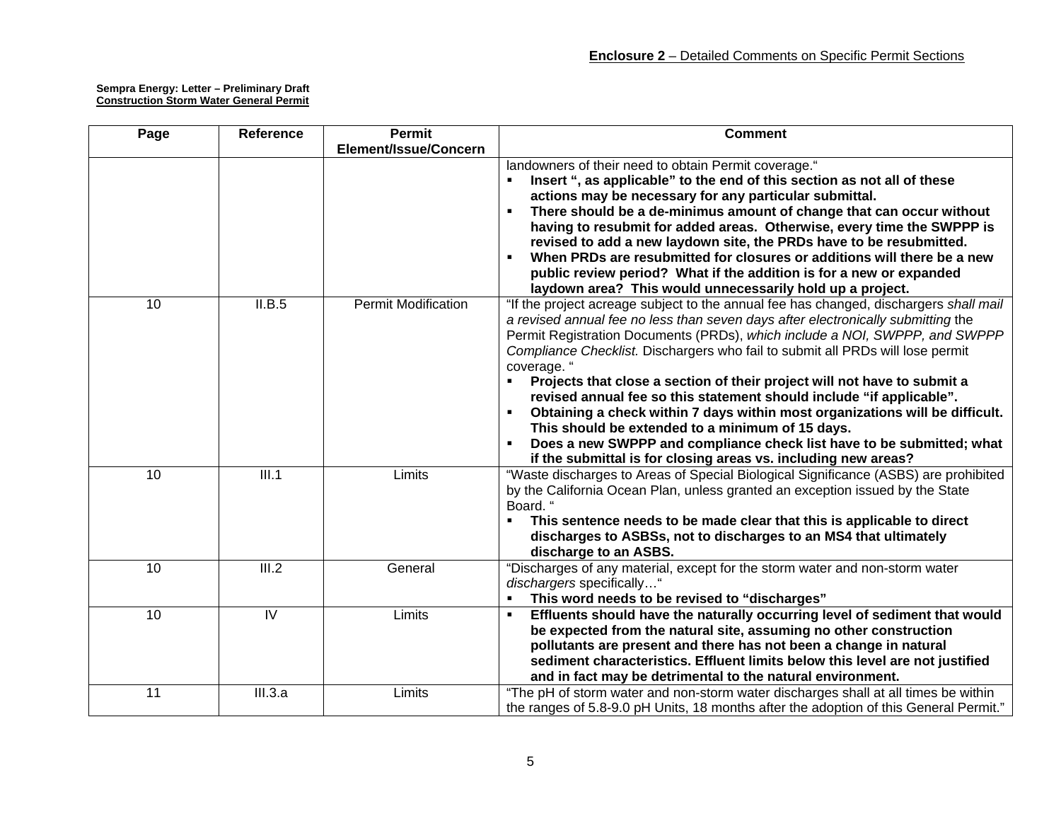**Enclosure 2** – Detailed Comments on Specific Permit Sections

**Sempra Energy: Letter – Preliminary Draft**
**Construction Storm Water General Permit**

| Page | Reference | Permit Element/Issue/Concern | Comment |
|---|---|---|---|
| | | | landowners of their need to obtain Permit coverage."<br>▪ **Insert ", as applicable" to the end of this section as not all of these actions may be necessary for any particular submittal.**<br>▪ **There should be a de-minimus amount of change that can occur without having to resubmit for added areas. Otherwise, every time the SWPPP is revised to add a new laydown site, the PRDs have to be resubmitted.**<br>▪ **When PRDs are resubmitted for closures or additions will there be a new public review period? What if the addition is for a new or expanded laydown area? This would unnecessarily hold up a project.** |
| 10 | II.B.5 | Permit Modification | "If the project acreage subject to the annual fee has changed, dischargers *shall mail a revised annual fee no less than seven days after electronically submitting* the Permit Registration Documents (PRDs), *which include a NOI, SWPPP, and SWPPP Compliance Checklist.* Dischargers who fail to submit all PRDs will lose permit coverage. "<br>▪ **Projects that close a section of their project will not have to submit a revised annual fee so this statement should include "if applicable".**<br>▪ **Obtaining a check within 7 days within most organizations will be difficult. This should be extended to a minimum of 15 days.**<br>▪ **Does a new SWPPP and compliance check list have to be submitted; what if the submittal is for closing areas vs. including new areas?** |
| 10 | III.1 | Limits | "Waste discharges to Areas of Special Biological Significance (ASBS) are prohibited by the California Ocean Plan, unless granted an exception issued by the State Board. "<br>▪ **This sentence needs to be made clear that this is applicable to direct discharges to ASBSs, not to discharges to an MS4 that ultimately discharge to an ASBS.** |
| 10 | III.2 | General | "Discharges of any material, except for the storm water and non-storm water *dischargers* specifically…"<br>▪ **This word needs to be revised to "discharges"** |
| 10 | IV | Limits | ▪ **Effluents should have the naturally occurring level of sediment that would be expected from the natural site, assuming no other construction pollutants are present and there has not been a change in natural sediment characteristics. Effluent limits below this level are not justified and in fact may be detrimental to the natural environment.** |
| 11 | III.3.a | Limits | "The pH of storm water and non-storm water discharges shall at all times be within the ranges of 5.8-9.0 pH Units, 18 months after the adoption of this General Permit." |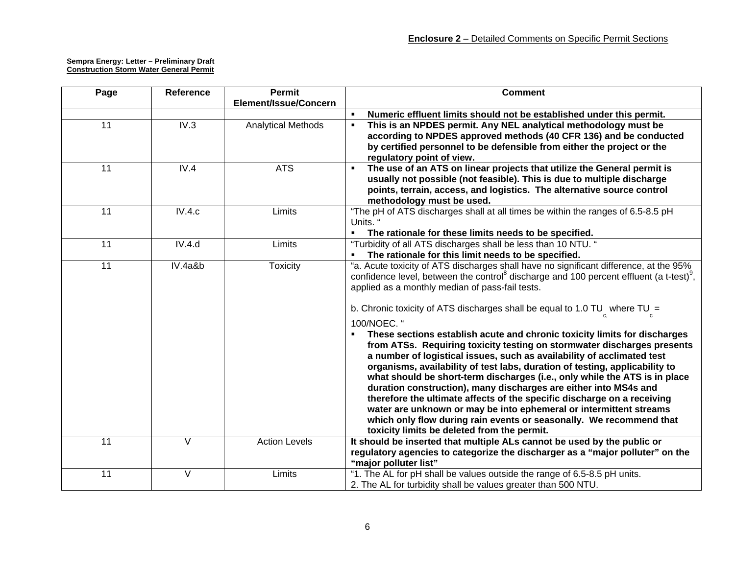**Enclosure 2** – Detailed Comments on Specific Permit Sections

**Sempra Energy: Letter – Preliminary Draft**
**Construction Storm Water General Permit**

| Page | Reference | Permit Element/Issue/Concern | Comment |
|---|---|---|---|
| | | | ▪ **Numeric effluent limits should not be established under this permit.** |
| 11 | IV.3 | Analytical Methods | ▪ **This is an NPDES permit. Any NEL analytical methodology must be according to NPDES approved methods (40 CFR 136) and be conducted by certified personnel to be defensible from either the project or the regulatory point of view.** |
| 11 | IV.4 | ATS | ▪ **The use of an ATS on linear projects that utilize the General permit is usually not possible (not feasible). This is due to multiple discharge points, terrain, access, and logistics. The alternative source control methodology must be used.** |
| 11 | IV.4.c | Limits | "The pH of ATS discharges shall at all times be within the ranges of 6.5-8.5 pH Units. "<br>▪ **The rationale for these limits needs to be specified.** |
| 11 | IV.4.d | Limits | "Turbidity of all ATS discharges shall be less than 10 NTU. "<br>▪ **The rationale for this limit needs to be specified.** |
| 11 | IV.4a&b | Toxicity | "a. Acute toxicity of ATS discharges shall have no significant difference, at the 95% confidence level, between the control[8] discharge and 100 percent effluent (a t-test)[9], applied as a monthly median of pass-fail tests.<br><br>b. Chronic toxicity of ATS discharges shall be equal to 1.0 $TU_{c,}$ where $TU_{c}$ = 100/NOEC. "<br>▪ **These sections establish acute and chronic toxicity limits for discharges from ATSs. Requiring toxicity testing on stormwater discharges presents a number of logistical issues, such as availability of acclimated test organisms, availability of test labs, duration of testing, applicability to what should be short-term discharges (i.e., only while the ATS is in place duration construction), many discharges are either into MS4s and therefore the ultimate affects of the specific discharge on a receiving water are unknown or may be into ephemeral or intermittent streams which only flow during rain events or seasonally. We recommend that toxicity limits be deleted from the permit.** |
| 11 | V | Action Levels | **It should be inserted that multiple ALs cannot be used by the public or regulatory agencies to categorize the discharger as a "major polluter" on the "major polluter list"** |
| 11 | V | Limits | "1. The AL for pH shall be values outside the range of 6.5-8.5 pH units.<br>2. The AL for turbidity shall be values greater than 500 NTU. |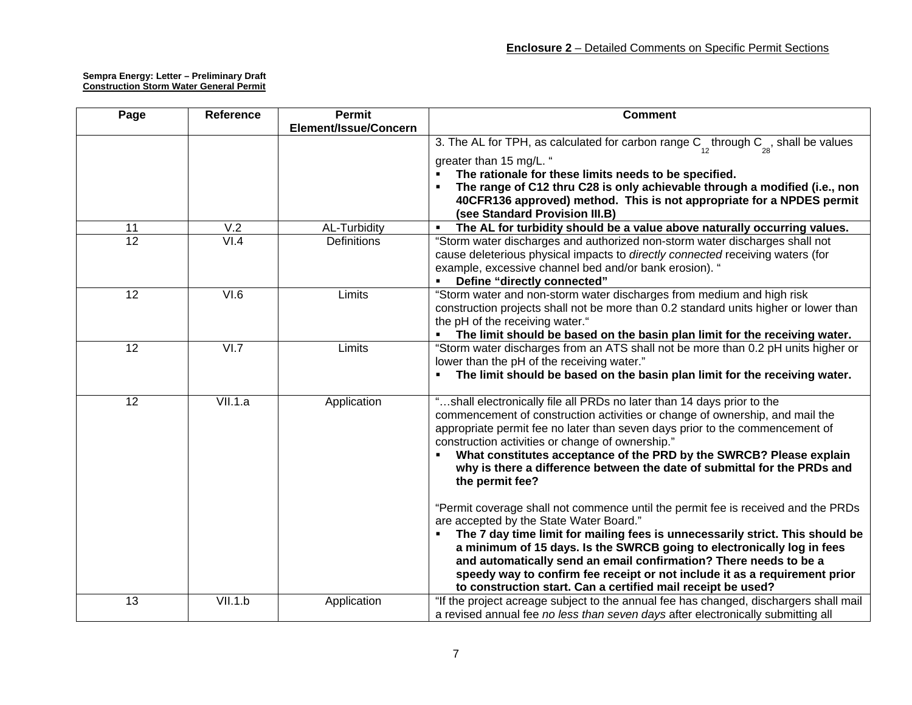**Enclosure 2** – Detailed Comments on Specific Permit Sections

**Sempra Energy: Letter – Preliminary Draft**
**Construction Storm Water General Permit**

| Page | Reference | Permit Element/Issue/Concern | Comment |
|---|---|---|---|
| | | | 3. The AL for TPH, as calculated for carbon range $C_{12}$ through $C_{28}$, shall be values greater than 15 mg/L. "<br>▪ **The rationale for these limits needs to be specified.**<br>▪ **The range of C12 thru C28 is only achievable through a modified (i.e., non 40CFR136 approved) method. This is not appropriate for a NPDES permit (see Standard Provision III.B)** |
| 11 | V.2 | AL-Turbidity | ▪ **The AL for turbidity should be a value above naturally occurring values.** |
| 12 | VI.4 | Definitions | "Storm water discharges and authorized non-storm water discharges shall not cause deleterious physical impacts to *directly connected* receiving waters (for example, excessive channel bed and/or bank erosion). "<br>▪ **Define "directly connected"** |
| 12 | VI.6 | Limits | "Storm water and non-storm water discharges from medium and high risk construction projects shall not be more than 0.2 standard units higher or lower than the pH of the receiving water."<br>▪ **The limit should be based on the basin plan limit for the receiving water.** |
| 12 | VI.7 | Limits | "Storm water discharges from an ATS shall not be more than 0.2 pH units higher or lower than the pH of the receiving water."<br>▪ **The limit should be based on the basin plan limit for the receiving water.** |
| 12 | VII.1.a | Application | "…shall electronically file all PRDs no later than 14 days prior to the commencement of construction activities or change of ownership, and mail the appropriate permit fee no later than seven days prior to the commencement of construction activities or change of ownership."<br>▪ **What constitutes acceptance of the PRD by the SWRCB? Please explain why is there a difference between the date of submittal for the PRDs and the permit fee?**<br><br>"Permit coverage shall not commence until the permit fee is received and the PRDs are accepted by the State Water Board."<br>▪ **The 7 day time limit for mailing fees is unnecessarily strict. This should be a minimum of 15 days. Is the SWRCB going to electronically log in fees and automatically send an email confirmation? There needs to be a speedy way to confirm fee receipt or not include it as a requirement prior to construction start. Can a certified mail receipt be used?** |
| 13 | VII.1.b | Application | "If the project acreage subject to the annual fee has changed, dischargers shall mail a revised annual fee *no less than seven days* after electronically submitting all |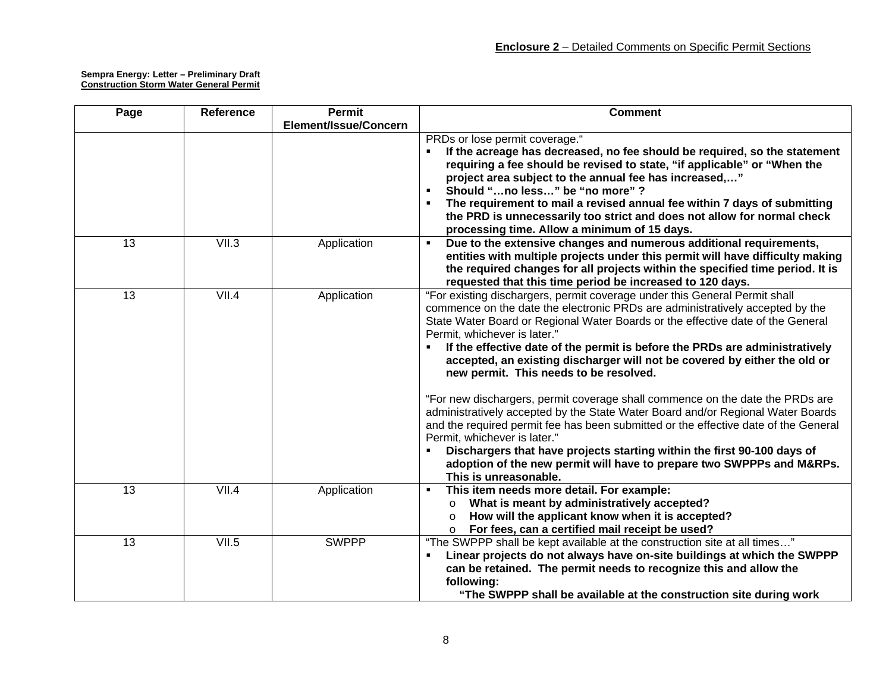**Enclosure 2** – Detailed Comments on Specific Permit Sections

**Sempra Energy: Letter – Preliminary Draft**
**Construction Storm Water General Permit**

| Page | Reference | Permit Element/Issue/Concern | Comment |
|---|---|---|---|
| | | | PRDs or lose permit coverage."<br>▪ **If the acreage has decreased, no fee should be required, so the statement requiring a fee should be revised to state, "if applicable" or "When the project area subject to the annual fee has increased,…"**<br>▪ **Should "…no less…" be "no more" ?**<br>▪ **The requirement to mail a revised annual fee within 7 days of submitting the PRD is unnecessarily too strict and does not allow for normal check processing time. Allow a minimum of 15 days.** |
| 13 | VII.3 | Application | ▪ **Due to the extensive changes and numerous additional requirements, entities with multiple projects under this permit will have difficulty making the required changes for all projects within the specified time period. It is requested that this time period be increased to 120 days.** |
| 13 | VII.4 | Application | "For existing dischargers, permit coverage under this General Permit shall commence on the date the electronic PRDs are administratively accepted by the State Water Board or Regional Water Boards or the effective date of the General Permit, whichever is later."<br>▪ **If the effective date of the permit is before the PRDs are administratively accepted, an existing discharger will not be covered by either the old or new permit. This needs to be resolved.**<br><br>"For new dischargers, permit coverage shall commence on the date the PRDs are administratively accepted by the State Water Board and/or Regional Water Boards and the required permit fee has been submitted or the effective date of the General Permit, whichever is later."<br>▪ **Dischargers that have projects starting within the first 90-100 days of adoption of the new permit will have to prepare two SWPPPs and M&RPs. This is unreasonable.** |
| 13 | VII.4 | Application | ▪ **This item needs more detail. For example:**<br>o **What is meant by administratively accepted?**<br>o **How will the applicant know when it is accepted?**<br>o **For fees, can a certified mail receipt be used?** |
| 13 | VII.5 | SWPPP | "The SWPPP shall be kept available at the construction site at all times…"<br>▪ **Linear projects do not always have on-site buildings at which the SWPPP can be retained. The permit needs to recognize this and allow the following:**<br>**"The SWPPP shall be available at the construction site during work** |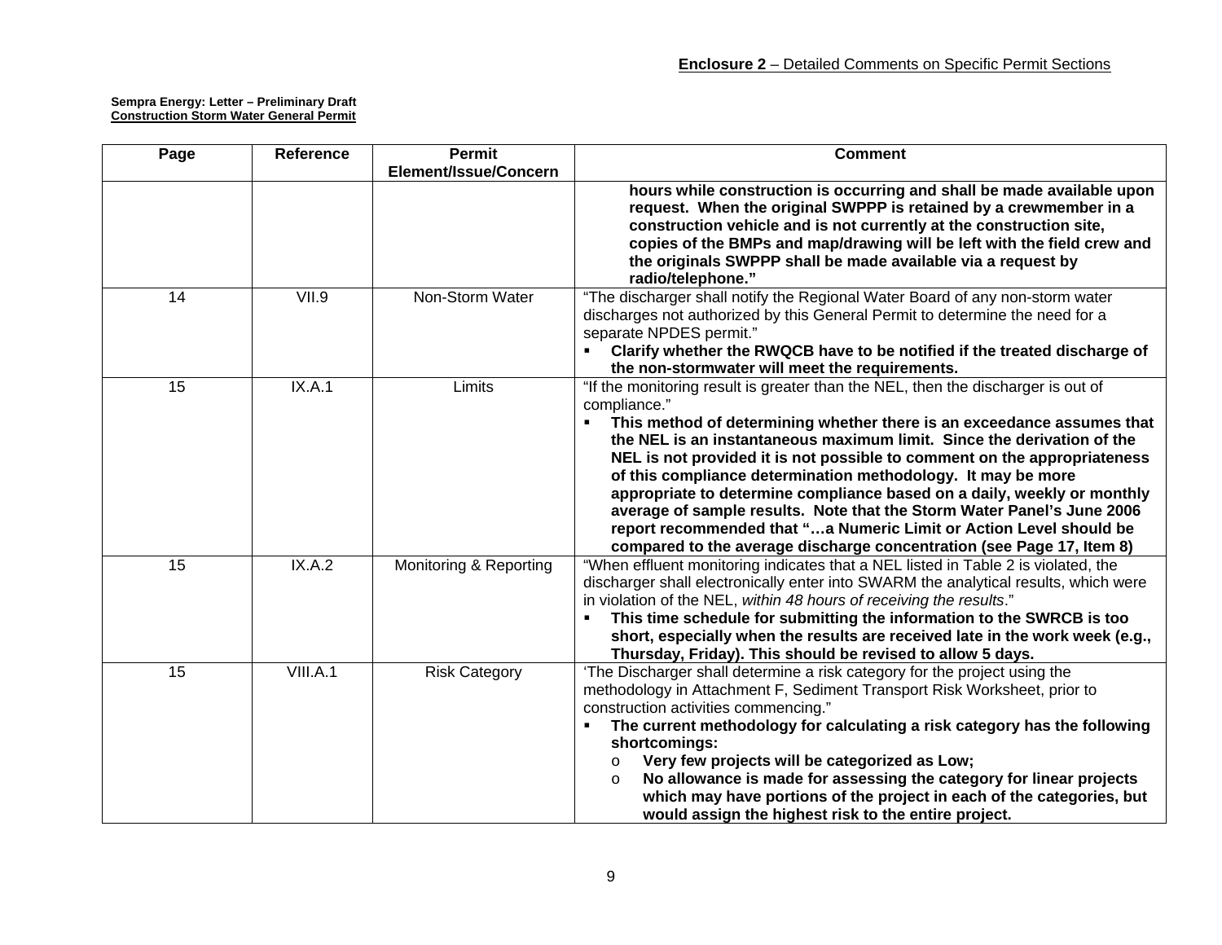**Enclosure 2** – Detailed Comments on Specific Permit Sections

**Sempra Energy: Letter – Preliminary Draft**
**Construction Storm Water General Permit**

| Page | Reference | Permit Element/Issue/Concern | Comment |
|---|---|---|---|
| | | | **hours while construction is occurring and shall be made available upon request. When the original SWPPP is retained by a crewmember in a construction vehicle and is not currently at the construction site, copies of the BMPs and map/drawing will be left with the field crew and the originals SWPPP shall be made available via a request by radio/telephone."** |
| 14 | VII.9 | Non-Storm Water | "The discharger shall notify the Regional Water Board of any non-storm water discharges not authorized by this General Permit to determine the need for a separate NPDES permit."<br>▪ **Clarify whether the RWQCB have to be notified if the treated discharge of the non-stormwater will meet the requirements.** |
| 15 | IX.A.1 | Limits | "If the monitoring result is greater than the NEL, then the discharger is out of compliance."<br>▪ **This method of determining whether there is an exceedance assumes that the NEL is an instantaneous maximum limit. Since the derivation of the NEL is not provided it is not possible to comment on the appropriateness of this compliance determination methodology. It may be more appropriate to determine compliance based on a daily, weekly or monthly average of sample results. Note that the Storm Water Panel's June 2006 report recommended that "…a Numeric Limit or Action Level should be compared to the average discharge concentration (see Page 17, Item 8)** |
| 15 | IX.A.2 | Monitoring & Reporting | "When effluent monitoring indicates that a NEL listed in Table 2 is violated, the discharger shall electronically enter into SWARM the analytical results, which were in violation of the NEL, *within 48 hours of receiving the results*."<br>▪ **This time schedule for submitting the information to the SWRCB is too short, especially when the results are received late in the work week (e.g., Thursday, Friday). This should be revised to allow 5 days.** |
| 15 | VIII.A.1 | Risk Category | 'The Discharger shall determine a risk category for the project using the methodology in Attachment F, Sediment Transport Risk Worksheet, prior to construction activities commencing."<br>▪ **The current methodology for calculating a risk category has the following shortcomings:**<br>o **Very few projects will be categorized as Low;**<br>o **No allowance is made for assessing the category for linear projects which may have portions of the project in each of the categories, but would assign the highest risk to the entire project.** |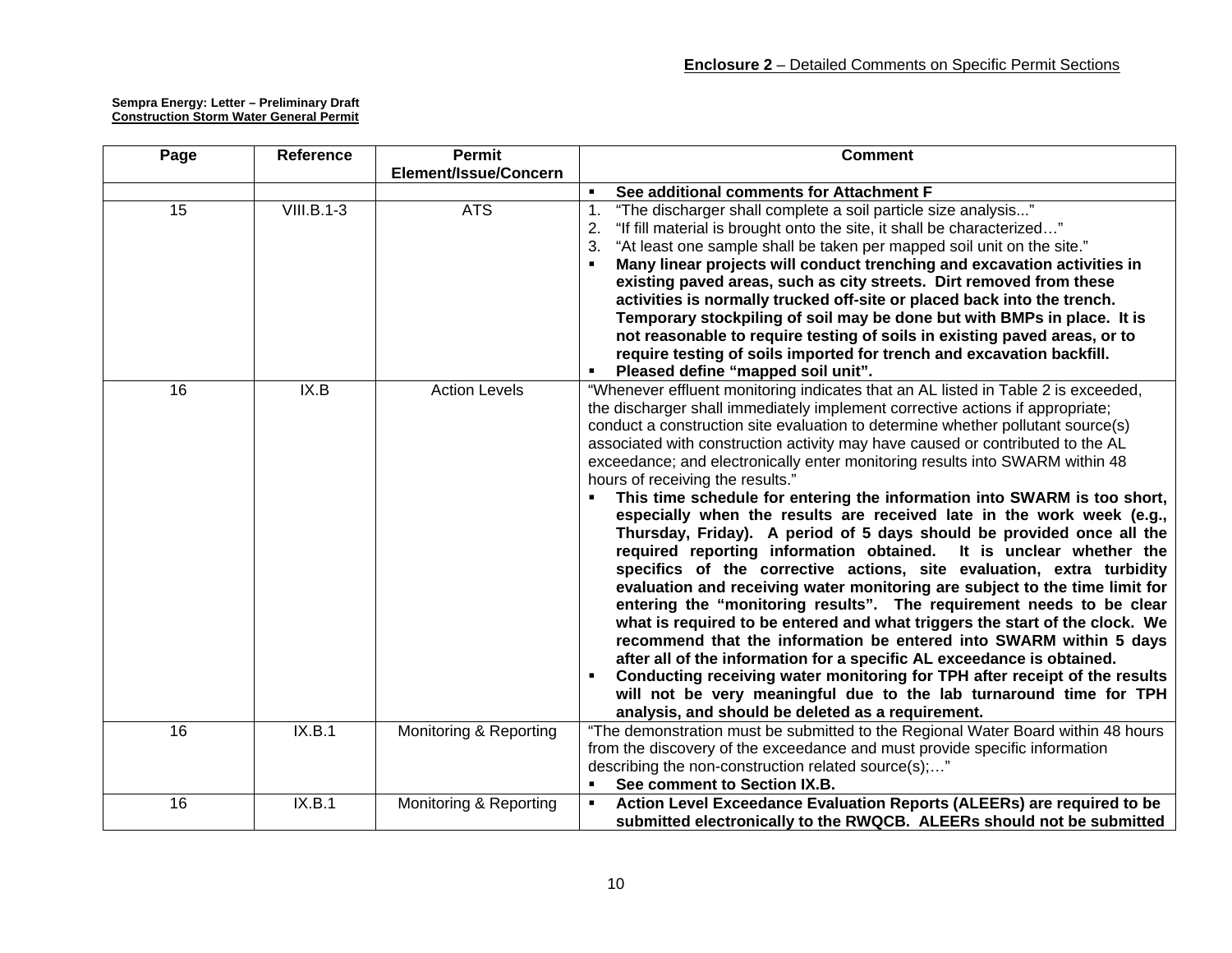**Enclosure 2** – Detailed Comments on Specific Permit Sections

**Sempra Energy: Letter – Preliminary Draft**
**Construction Storm Water General Permit**

| Page | Reference | Permit Element/Issue/Concern | Comment |
|---|---|---|---|
| | | | ▪ **See additional comments for Attachment F** |
| 15 | VIII.B.1-3 | ATS | 1. "The discharger shall complete a soil particle size analysis..."<br>2. "If fill material is brought onto the site, it shall be characterized…"<br>3. "At least one sample shall be taken per mapped soil unit on the site."<br>▪ **Many linear projects will conduct trenching and excavation activities in existing paved areas, such as city streets. Dirt removed from these activities is normally trucked off-site or placed back into the trench. Temporary stockpiling of soil may be done but with BMPs in place. It is not reasonable to require testing of soils in existing paved areas, or to require testing of soils imported for trench and excavation backfill.**<br>▪ **Pleased define "mapped soil unit".** |
| 16 | IX.B | Action Levels | "Whenever effluent monitoring indicates that an AL listed in Table 2 is exceeded, the discharger shall immediately implement corrective actions if appropriate; conduct a construction site evaluation to determine whether pollutant source(s) associated with construction activity may have caused or contributed to the AL exceedance; and electronically enter monitoring results into SWARM within 48 hours of receiving the results."<br>▪ **This time schedule for entering the information into SWARM is too short, especially when the results are received late in the work week (e.g., Thursday, Friday). A period of 5 days should be provided once all the required reporting information obtained. It is unclear whether the specifics of the corrective actions, site evaluation, extra turbidity evaluation and receiving water monitoring are subject to the time limit for entering the "monitoring results". The requirement needs to be clear what is required to be entered and what triggers the start of the clock. We recommend that the information be entered into SWARM within 5 days after all of the information for a specific AL exceedance is obtained.**<br>▪ **Conducting receiving water monitoring for TPH after receipt of the results will not be very meaningful due to the lab turnaround time for TPH analysis, and should be deleted as a requirement.** |
| 16 | IX.B.1 | Monitoring & Reporting | "The demonstration must be submitted to the Regional Water Board within 48 hours from the discovery of the exceedance and must provide specific information describing the non-construction related source(s);…"<br>▪ **See comment to Section IX.B.** |
| 16 | IX.B.1 | Monitoring & Reporting | ▪ **Action Level Exceedance Evaluation Reports (ALEERs) are required to be submitted electronically to the RWQCB. ALEERs should not be submitted** |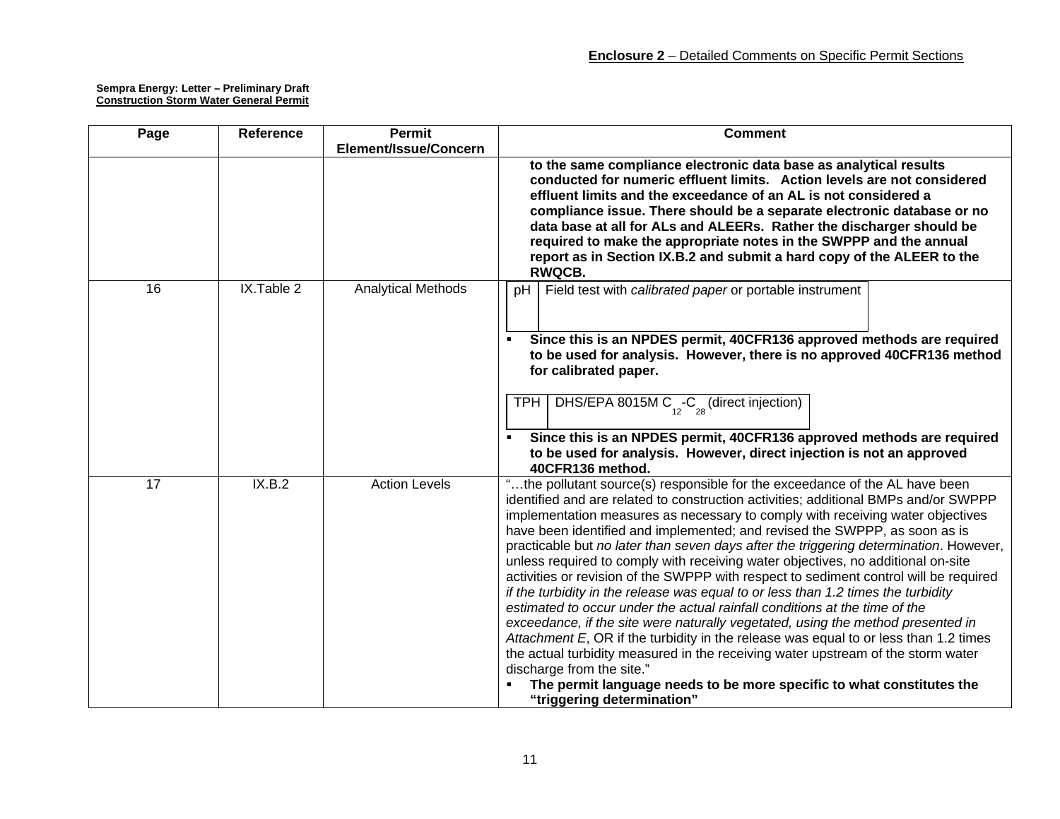**Enclosure 2** – Detailed Comments on Specific Permit Sections

**Sempra Energy: Letter – Preliminary Draft**
**Construction Storm Water General Permit**

| Page | Reference | Permit Element/Issue/Concern | Comment |
|---|---|---|---|
| | | | **to the same compliance electronic data base as analytical results conducted for numeric effluent limits. Action levels are not considered effluent limits and the exceedance of an AL is not considered a compliance issue. There should be a separate electronic database or no data base at all for ALs and ALEERs. Rather the discharger should be required to make the appropriate notes in the SWPPP and the annual report as in Section IX.B.2 and submit a hard copy of the ALEER to the RWQCB.** |
| 16 | IX.Table 2 | Analytical Methods | pH – Field test with *calibrated paper* or portable instrument <br> ▪ **Since this is an NPDES permit, 40CFR136 approved methods are required to be used for analysis. However, there is no approved 40CFR136 method for calibrated paper.** <br><br> TPH – DHS/EPA 8015M $C_{12}$-$C_{28}$ (direct injection) <br> ▪ **Since this is an NPDES permit, 40CFR136 approved methods are required to be used for analysis. However, direct injection is not an approved 40CFR136 method.** |
| 17 | IX.B.2 | Action Levels | "…the pollutant source(s) responsible for the exceedance of the AL have been identified and are related to construction activities; additional BMPs and/or SWPPP implementation measures as necessary to comply with receiving water objectives have been identified and implemented; and revised the SWPPP, as soon as is practicable but *no later than seven days after the triggering determination*. However, unless required to comply with receiving water objectives, no additional on-site activities or revision of the SWPPP with respect to sediment control will be required *if the turbidity in the release was equal to or less than 1.2 times the turbidity estimated to occur under the actual rainfall conditions at the time of the exceedance, if the site were naturally vegetated, using the method presented in Attachment E*, OR if the turbidity in the release was equal to or less than 1.2 times the actual turbidity measured in the receiving water upstream of the storm water discharge from the site." <br> ▪ **The permit language needs to be more specific to what constitutes the "triggering determination"** |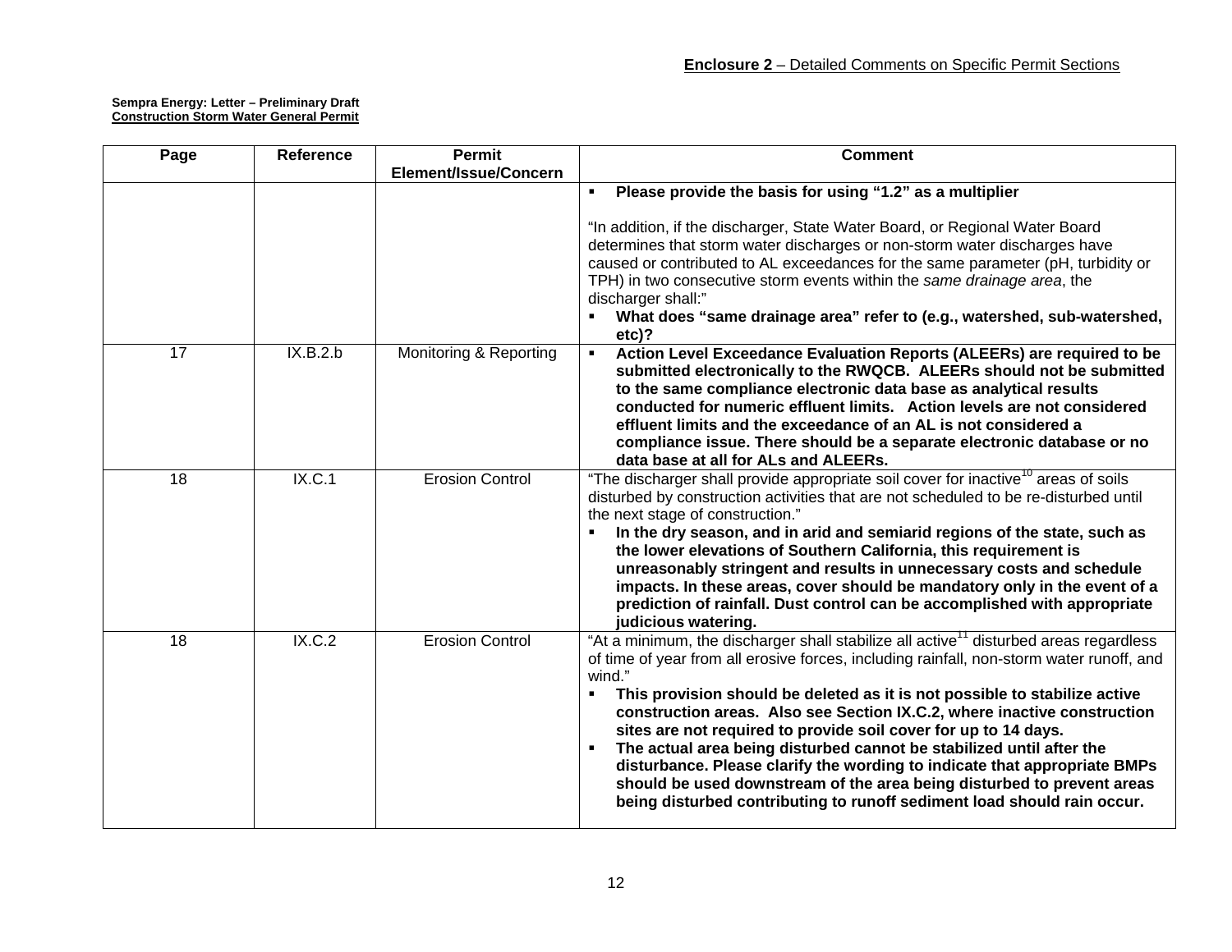**Enclosure 2** – Detailed Comments on Specific Permit Sections

**Sempra Energy: Letter – Preliminary Draft**
**Construction Storm Water General Permit**

| Page | Reference | Permit Element/Issue/Concern | Comment |
|---|---|---|---|
| | | | ▪ **Please provide the basis for using "1.2" as a multiplier**<br><br>"In addition, if the discharger, State Water Board, or Regional Water Board determines that storm water discharges or non-storm water discharges have caused or contributed to AL exceedances for the same parameter (pH, turbidity or TPH) in two consecutive storm events within the *same drainage area*, the discharger shall:"<br>▪ **What does "same drainage area" refer to (e.g., watershed, sub-watershed, etc)?** |
| 17 | IX.B.2.b | Monitoring & Reporting | ▪ **Action Level Exceedance Evaluation Reports (ALEERs) are required to be submitted electronically to the RWQCB. ALEERs should not be submitted to the same compliance electronic data base as analytical results conducted for numeric effluent limits. Action levels are not considered effluent limits and the exceedance of an AL is not considered a compliance issue. There should be a separate electronic database or no data base at all for ALs and ALEERs.** |
| 18 | IX.C.1 | Erosion Control | "The discharger shall provide appropriate soil cover for inactive[10] areas of soils disturbed by construction activities that are not scheduled to be re-disturbed until the next stage of construction."<br>▪ **In the dry season, and in arid and semiarid regions of the state, such as the lower elevations of Southern California, this requirement is unreasonably stringent and results in unnecessary costs and schedule impacts. In these areas, cover should be mandatory only in the event of a prediction of rainfall. Dust control can be accomplished with appropriate judicious watering.** |
| 18 | IX.C.2 | Erosion Control | "At a minimum, the discharger shall stabilize all active[11] disturbed areas regardless of time of year from all erosive forces, including rainfall, non-storm water runoff, and wind."<br>▪ **This provision should be deleted as it is not possible to stabilize active construction areas. Also see Section IX.C.2, where inactive construction sites are not required to provide soil cover for up to 14 days.**<br>▪ **The actual area being disturbed cannot be stabilized until after the disturbance. Please clarify the wording to indicate that appropriate BMPs should be used downstream of the area being disturbed to prevent areas being disturbed contributing to runoff sediment load should rain occur.** |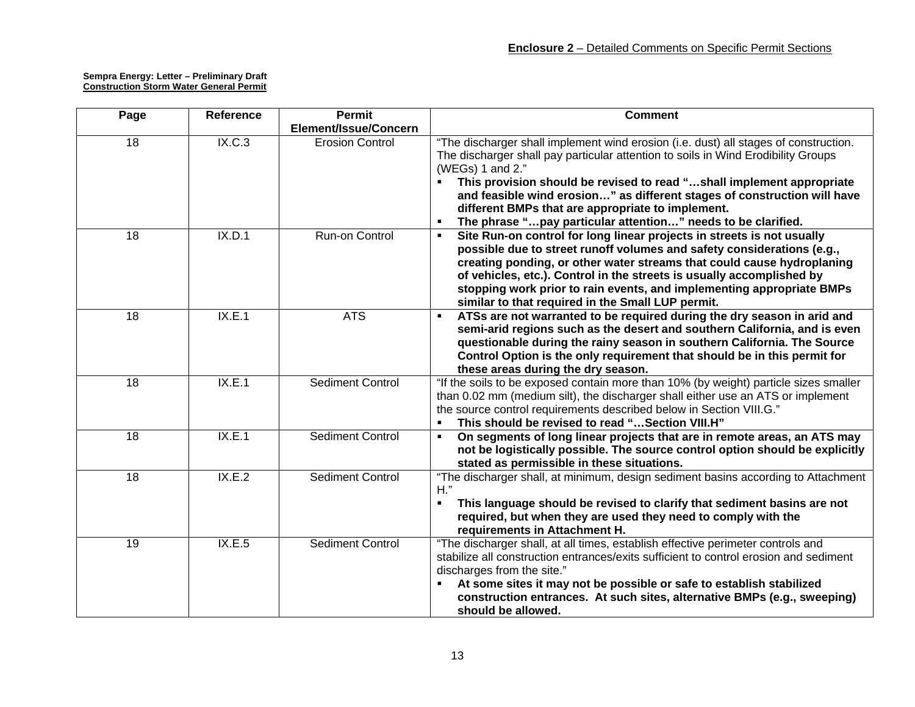**Enclosure 2** – Detailed Comments on Specific Permit Sections

**Sempra Energy: Letter – Preliminary Draft**
**Construction Storm Water General Permit**

| Page | Reference | Permit Element/Issue/Concern | Comment |
|---|---|---|---|
| 18 | IX.C.3 | Erosion Control | "The discharger shall implement wind erosion (i.e. dust) all stages of construction. The discharger shall pay particular attention to soils in Wind Erodibility Groups (WEGs) 1 and 2." <br>▪ **This provision should be revised to read "…shall implement appropriate and feasible wind erosion…" as different stages of construction will have different BMPs that are appropriate to implement.** <br>▪ **The phrase "…pay particular attention…" needs to be clarified.** |
| 18 | IX.D.1 | Run-on Control | ▪ **Site Run-on control for long linear projects in streets is not usually possible due to street runoff volumes and safety considerations (e.g., creating ponding, or other water streams that could cause hydroplaning of vehicles, etc.). Control in the streets is usually accomplished by stopping work prior to rain events, and implementing appropriate BMPs similar to that required in the Small LUP permit.** |
| 18 | IX.E.1 | ATS | ▪ **ATSs are not warranted to be required during the dry season in arid and semi-arid regions such as the desert and southern California, and is even questionable during the rainy season in southern California. The Source Control Option is the only requirement that should be in this permit for these areas during the dry season.** |
| 18 | IX.E.1 | Sediment Control | "If the soils to be exposed contain more than 10% (by weight) particle sizes smaller than 0.02 mm (medium silt), the discharger shall either use an ATS or implement the source control requirements described below in Section VIII.G." <br>▪ **This should be revised to read "…Section VIII.H"** |
| 18 | IX.E.1 | Sediment Control | ▪ **On segments of long linear projects that are in remote areas, an ATS may not be logistically possible. The source control option should be explicitly stated as permissible in these situations.** |
| 18 | IX.E.2 | Sediment Control | "The discharger shall, at minimum, design sediment basins according to Attachment H." <br>▪ **This language should be revised to clarify that sediment basins are not required, but when they are used they need to comply with the requirements in Attachment H.** |
| 19 | IX.E.5 | Sediment Control | "The discharger shall, at all times, establish effective perimeter controls and stabilize all construction entrances/exits sufficient to control erosion and sediment discharges from the site." <br>▪ **At some sites it may not be possible or safe to establish stabilized construction entrances. At such sites, alternative BMPs (e.g., sweeping) should be allowed.** |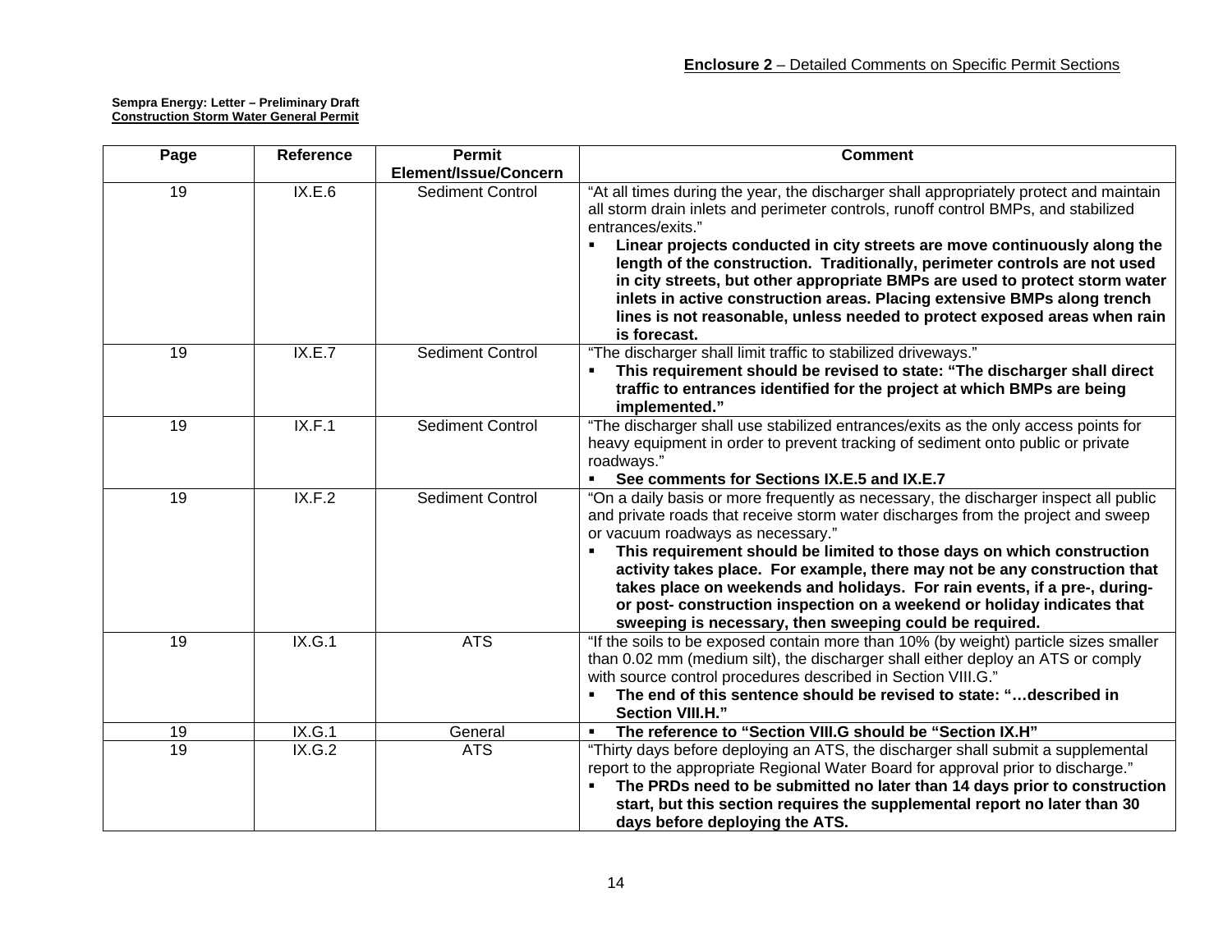**Enclosure 2** – Detailed Comments on Specific Permit Sections

**Sempra Energy: Letter – Preliminary Draft**
**Construction Storm Water General Permit**

| Page | Reference | Permit Element/Issue/Concern | Comment |
|---|---|---|---|
| 19 | IX.E.6 | Sediment Control | "At all times during the year, the discharger shall appropriately protect and maintain all storm drain inlets and perimeter controls, runoff control BMPs, and stabilized entrances/exits."<br>▪ **Linear projects conducted in city streets are move continuously along the length of the construction. Traditionally, perimeter controls are not used in city streets, but other appropriate BMPs are used to protect storm water inlets in active construction areas. Placing extensive BMPs along trench lines is not reasonable, unless needed to protect exposed areas when rain is forecast.** |
| 19 | IX.E.7 | Sediment Control | "The discharger shall limit traffic to stabilized driveways."<br>▪ **This requirement should be revised to state: "The discharger shall direct traffic to entrances identified for the project at which BMPs are being implemented."** |
| 19 | IX.F.1 | Sediment Control | "The discharger shall use stabilized entrances/exits as the only access points for heavy equipment in order to prevent tracking of sediment onto public or private roadways."<br>▪ **See comments for Sections IX.E.5 and IX.E.7** |
| 19 | IX.F.2 | Sediment Control | "On a daily basis or more frequently as necessary, the discharger inspect all public and private roads that receive storm water discharges from the project and sweep or vacuum roadways as necessary."<br>▪ **This requirement should be limited to those days on which construction activity takes place. For example, there may not be any construction that takes place on weekends and holidays. For rain events, if a pre-, during- or post- construction inspection on a weekend or holiday indicates that sweeping is necessary, then sweeping could be required.** |
| 19 | IX.G.1 | ATS | "If the soils to be exposed contain more than 10% (by weight) particle sizes smaller than 0.02 mm (medium silt), the discharger shall either deploy an ATS or comply with source control procedures described in Section VIII.G."<br>▪ **The end of this sentence should be revised to state: "…described in Section VIII.H."** |
| 19 | IX.G.1 | General | ▪ **The reference to "Section VIII.G should be "Section IX.H"** |
| 19 | IX.G.2 | ATS | "Thirty days before deploying an ATS, the discharger shall submit a supplemental report to the appropriate Regional Water Board for approval prior to discharge."<br>▪ **The PRDs need to be submitted no later than 14 days prior to construction start, but this section requires the supplemental report no later than 30 days before deploying the ATS.** |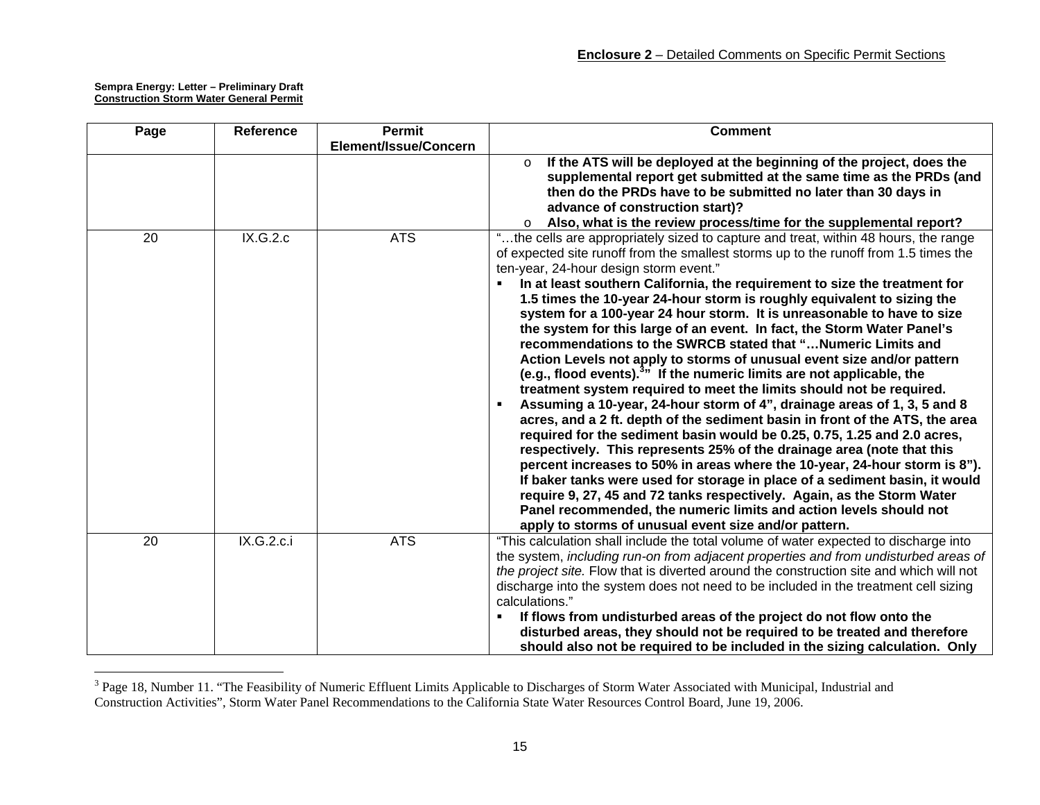**Enclosure 2** – Detailed Comments on Specific Permit Sections

**Sempra Energy: Letter – Preliminary Draft**
**Construction Storm Water General Permit**

| Page | Reference | Permit Element/Issue/Concern | Comment |
|---|---|---|---|
| | | | o **If the ATS will be deployed at the beginning of the project, does the supplemental report get submitted at the same time as the PRDs (and then do the PRDs have to be submitted no later than 30 days in advance of construction start)?**<br>o **Also, what is the review process/time for the supplemental report?** |
| 20 | IX.G.2.c | ATS | "…the cells are appropriately sized to capture and treat, within 48 hours, the range of expected site runoff from the smallest storms up to the runoff from 1.5 times the ten-year, 24-hour design storm event."<br>▪ **In at least southern California, the requirement to size the treatment for 1.5 times the 10-year 24-hour storm is roughly equivalent to sizing the system for a 100-year 24 hour storm. It is unreasonable to have to size the system for this large of an event. In fact, the Storm Water Panel's recommendations to the SWRCB stated that "…Numeric Limits and Action Levels not apply to storms of unusual event size and/or pattern (e.g., flood events).[3]" If the numeric limits are not applicable, the treatment system required to meet the limits should not be required.**<br>▪ **Assuming a 10-year, 24-hour storm of 4", drainage areas of 1, 3, 5 and 8 acres, and a 2 ft. depth of the sediment basin in front of the ATS, the area required for the sediment basin would be 0.25, 0.75, 1.25 and 2.0 acres, respectively. This represents 25% of the drainage area (note that this percent increases to 50% in areas where the 10-year, 24-hour storm is 8"). If baker tanks were used for storage in place of a sediment basin, it would require 9, 27, 45 and 72 tanks respectively. Again, as the Storm Water Panel recommended, the numeric limits and action levels should not apply to storms of unusual event size and/or pattern.** |
| 20 | IX.G.2.c.i | ATS | "This calculation shall include the total volume of water expected to discharge into the system, *including run-on from adjacent properties and from undisturbed areas of the project site.* Flow that is diverted around the construction site and which will not discharge into the system does not need to be included in the treatment cell sizing calculations."<br>▪ **If flows from undisturbed areas of the project do not flow onto the disturbed areas, they should not be required to be treated and therefore should also not be required to be included in the sizing calculation. Only** |

[3] Page 18, Number 11. "The Feasibility of Numeric Effluent Limits Applicable to Discharges of Storm Water Associated with Municipal, Industrial and Construction Activities", Storm Water Panel Recommendations to the California State Water Resources Control Board, June 19, 2006.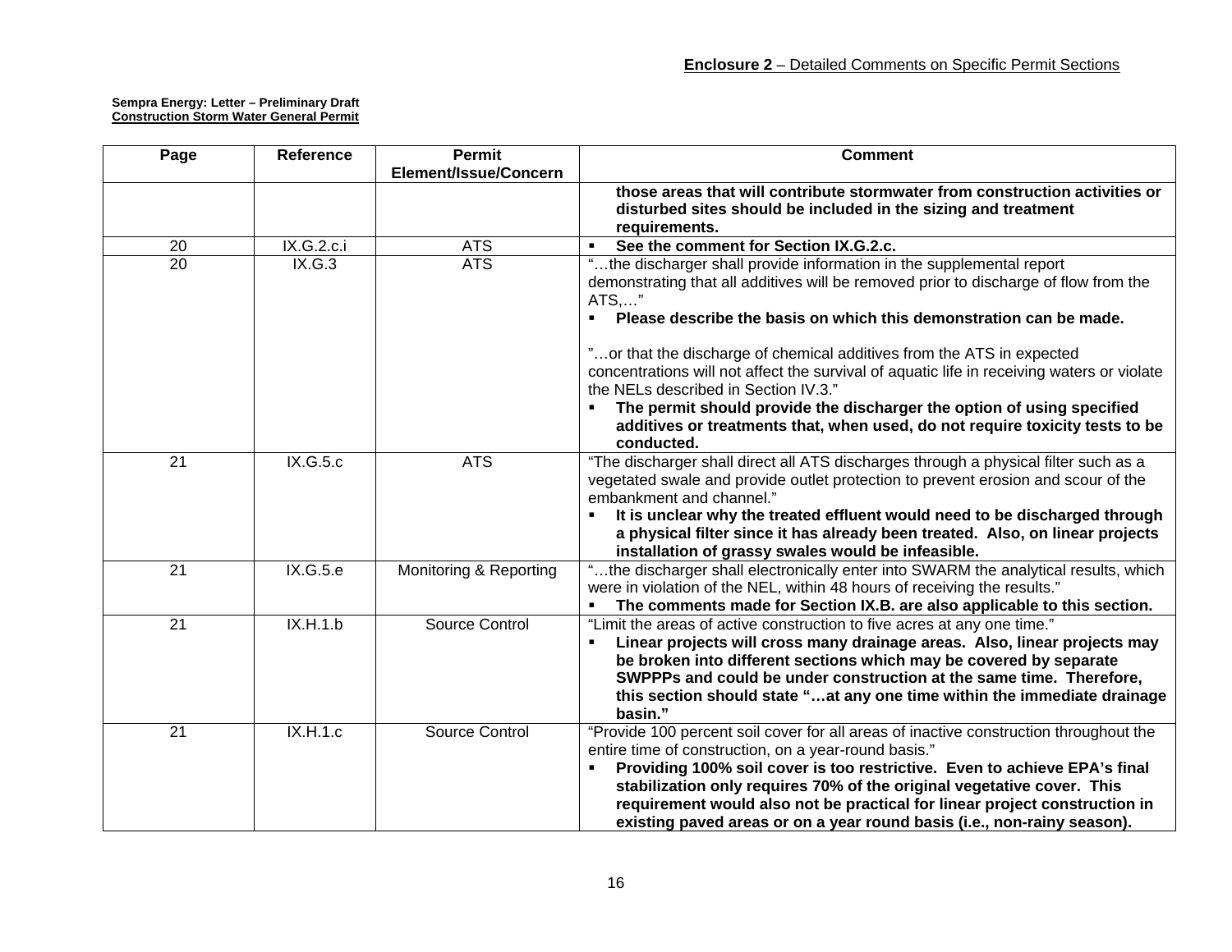**Enclosure 2** – Detailed Comments on Specific Permit Sections

**Sempra Energy: Letter – Preliminary Draft**
**Construction Storm Water General Permit**

| Page | Reference | Permit Element/Issue/Concern | Comment |
|---|---|---|---|
| | | | **those areas that will contribute stormwater from construction activities or disturbed sites should be included in the sizing and treatment requirements.** |
| 20 | IX.G.2.c.i | ATS | ▪ **See the comment for Section IX.G.2.c.** |
| 20 | IX.G.3 | ATS | "…the discharger shall provide information in the supplemental report demonstrating that all additives will be removed prior to discharge of flow from the ATS,…" ▪ **Please describe the basis on which this demonstration can be made.** "…or that the discharge of chemical additives from the ATS in expected concentrations will not affect the survival of aquatic life in receiving waters or violate the NELs described in Section IV.3." ▪ **The permit should provide the discharger the option of using specified additives or treatments that, when used, do not require toxicity tests to be conducted.** |
| 21 | IX.G.5.c | ATS | "The discharger shall direct all ATS discharges through a physical filter such as a vegetated swale and provide outlet protection to prevent erosion and scour of the embankment and channel." ▪ **It is unclear why the treated effluent would need to be discharged through a physical filter since it has already been treated. Also, on linear projects installation of grassy swales would be infeasible.** |
| 21 | IX.G.5.e | Monitoring & Reporting | "…the discharger shall electronically enter into SWARM the analytical results, which were in violation of the NEL, within 48 hours of receiving the results." ▪ **The comments made for Section IX.B. are also applicable to this section.** |
| 21 | IX.H.1.b | Source Control | "Limit the areas of active construction to five acres at any one time." ▪ **Linear projects will cross many drainage areas. Also, linear projects may be broken into different sections which may be covered by separate SWPPPs and could be under construction at the same time. Therefore, this section should state "…at any one time within the immediate drainage basin."** |
| 21 | IX.H.1.c | Source Control | "Provide 100 percent soil cover for all areas of inactive construction throughout the entire time of construction, on a year-round basis." ▪ **Providing 100% soil cover is too restrictive. Even to achieve EPA's final stabilization only requires 70% of the original vegetative cover. This requirement would also not be practical for linear project construction in existing paved areas or on a year round basis (i.e., non-rainy season).** |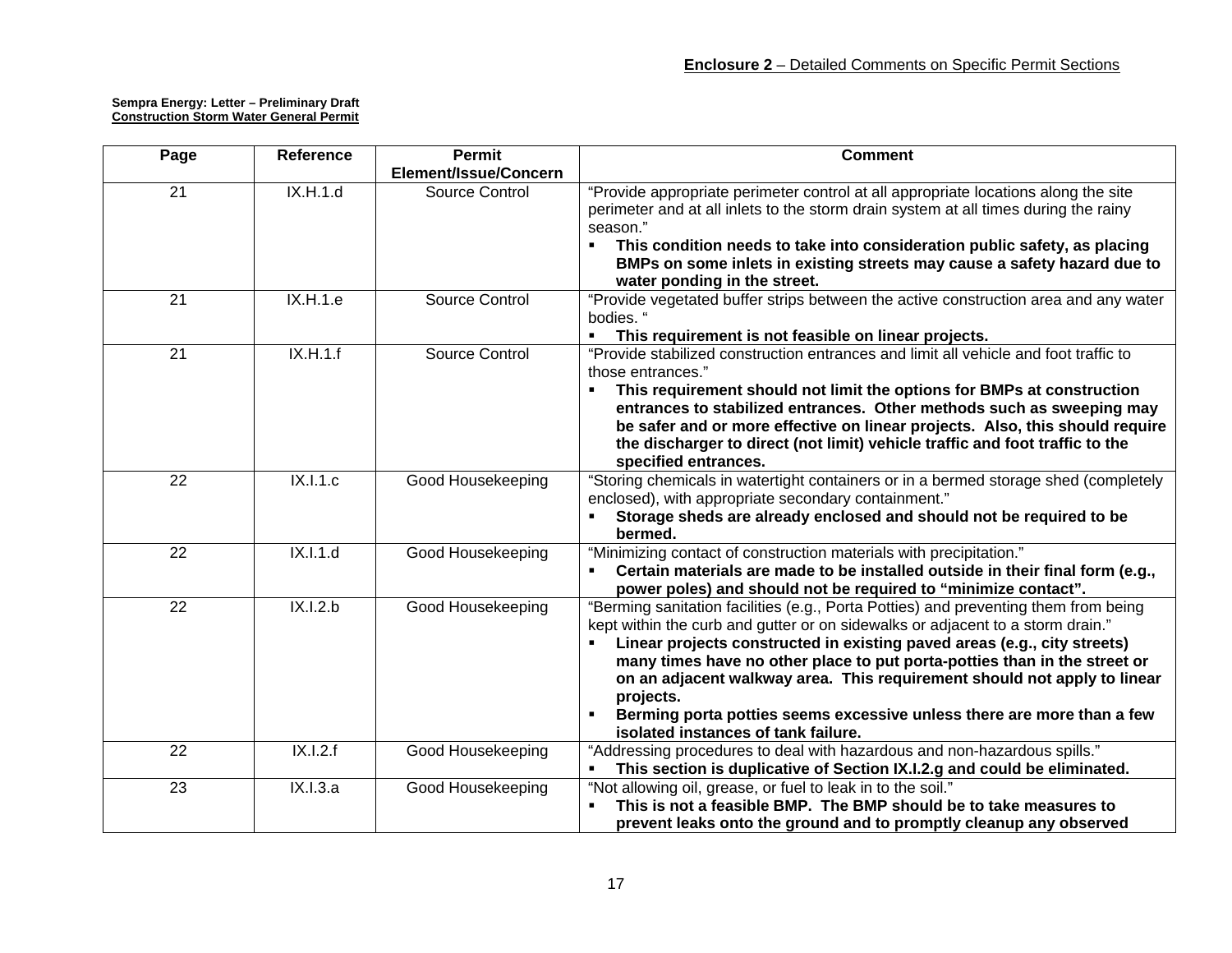**Enclosure 2** – Detailed Comments on Specific Permit Sections

**Sempra Energy: Letter – Preliminary Draft**
**Construction Storm Water General Permit**

| Page | Reference | Permit Element/Issue/Concern | Comment |
|---|---|---|---|
| 21 | IX.H.1.d | Source Control | "Provide appropriate perimeter control at all appropriate locations along the site perimeter and at all inlets to the storm drain system at all times during the rainy season." <br> ▪ **This condition needs to take into consideration public safety, as placing BMPs on some inlets in existing streets may cause a safety hazard due to water ponding in the street.** |
| 21 | IX.H.1.e | Source Control | "Provide vegetated buffer strips between the active construction area and any water bodies. " <br> ▪ **This requirement is not feasible on linear projects.** |
| 21 | IX.H.1.f | Source Control | "Provide stabilized construction entrances and limit all vehicle and foot traffic to those entrances." <br> ▪ **This requirement should not limit the options for BMPs at construction entrances to stabilized entrances. Other methods such as sweeping may be safer and or more effective on linear projects. Also, this should require the discharger to direct (not limit) vehicle traffic and foot traffic to the specified entrances.** |
| 22 | IX.I.1.c | Good Housekeeping | "Storing chemicals in watertight containers or in a bermed storage shed (completely enclosed), with appropriate secondary containment." <br> ▪ **Storage sheds are already enclosed and should not be required to be bermed.** |
| 22 | IX.I.1.d | Good Housekeeping | "Minimizing contact of construction materials with precipitation." <br> ▪ **Certain materials are made to be installed outside in their final form (e.g., power poles) and should not be required to "minimize contact".** |
| 22 | IX.I.2.b | Good Housekeeping | "Berming sanitation facilities (e.g., Porta Potties) and preventing them from being kept within the curb and gutter or on sidewalks or adjacent to a storm drain." <br> ▪ **Linear projects constructed in existing paved areas (e.g., city streets) many times have no other place to put porta-potties than in the street or on an adjacent walkway area. This requirement should not apply to linear projects.** <br> ▪ **Berming porta potties seems excessive unless there are more than a few isolated instances of tank failure.** |
| 22 | IX.I.2.f | Good Housekeeping | "Addressing procedures to deal with hazardous and non-hazardous spills." <br> ▪ **This section is duplicative of Section IX.I.2.g and could be eliminated.** |
| 23 | IX.I.3.a | Good Housekeeping | "Not allowing oil, grease, or fuel to leak in to the soil." <br> ▪ **This is not a feasible BMP. The BMP should be to take measures to prevent leaks onto the ground and to promptly cleanup any observed** |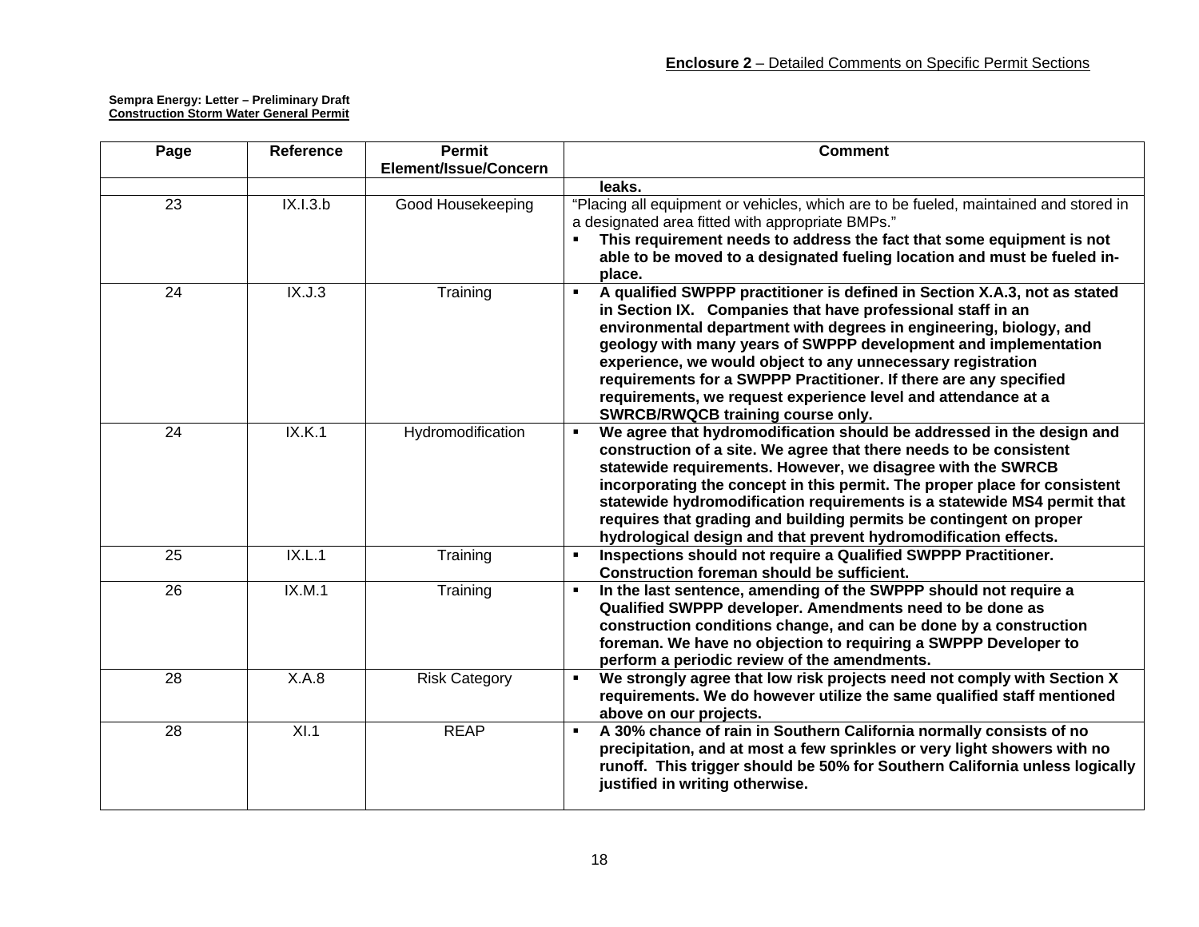**Enclosure 2** – Detailed Comments on Specific Permit Sections

**Sempra Energy: Letter – Preliminary Draft**
**Construction Storm Water General Permit**

| Page | Reference | Permit Element/Issue/Concern | Comment |
|---|---|---|---|
| | | | **leaks.** |
| 23 | IX.I.3.b | Good Housekeeping | "Placing all equipment or vehicles, which are to be fueled, maintained and stored in a designated area fitted with appropriate BMPs." ▪ **This requirement needs to address the fact that some equipment is not able to be moved to a designated fueling location and must be fueled in-place.** |
| 24 | IX.J.3 | Training | ▪ **A qualified SWPPP practitioner is defined in Section X.A.3, not as stated in Section IX. Companies that have professional staff in an environmental department with degrees in engineering, biology, and geology with many years of SWPPP development and implementation experience, we would object to any unnecessary registration requirements for a SWPPP Practitioner. If there are any specified requirements, we request experience level and attendance at a SWRCB/RWQCB training course only.** |
| 24 | IX.K.1 | Hydromodification | ▪ **We agree that hydromodification should be addressed in the design and construction of a site. We agree that there needs to be consistent statewide requirements. However, we disagree with the SWRCB incorporating the concept in this permit. The proper place for consistent statewide hydromodification requirements is a statewide MS4 permit that requires that grading and building permits be contingent on proper hydrological design and that prevent hydromodification effects.** |
| 25 | IX.L.1 | Training | ▪ **Inspections should not require a Qualified SWPPP Practitioner. Construction foreman should be sufficient.** |
| 26 | IX.M.1 | Training | ▪ **In the last sentence, amending of the SWPPP should not require a Qualified SWPPP developer. Amendments need to be done as construction conditions change, and can be done by a construction foreman. We have no objection to requiring a SWPPP Developer to perform a periodic review of the amendments.** |
| 28 | X.A.8 | Risk Category | ▪ **We strongly agree that low risk projects need not comply with Section X requirements. We do however utilize the same qualified staff mentioned above on our projects.** |
| 28 | XI.1 | REAP | ▪ **A 30% chance of rain in Southern California normally consists of no precipitation, and at most a few sprinkles or very light showers with no runoff. This trigger should be 50% for Southern California unless logically justified in writing otherwise.** |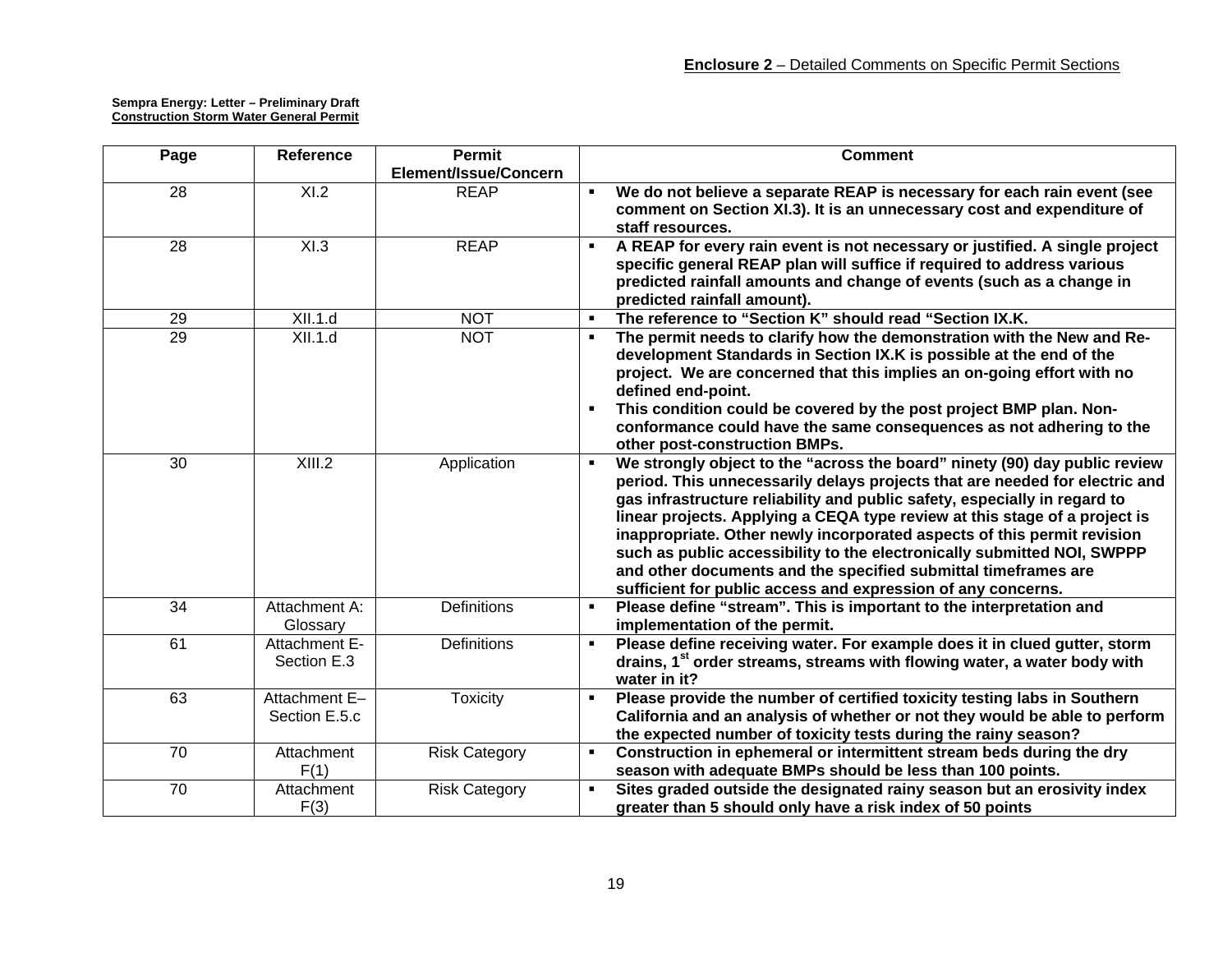**Enclosure 2** – Detailed Comments on Specific Permit Sections

**Sempra Energy: Letter – Preliminary Draft**
**Construction Storm Water General Permit**

| Page | Reference | Permit Element/Issue/Concern | Comment |
|---|---|---|---|
| 28 | XI.2 | REAP | ▪ **We do not believe a separate REAP is necessary for each rain event (see comment on Section XI.3). It is an unnecessary cost and expenditure of staff resources.** |
| 28 | XI.3 | REAP | ▪ **A REAP for every rain event is not necessary or justified. A single project specific general REAP plan will suffice if required to address various predicted rainfall amounts and change of events (such as a change in predicted rainfall amount).** |
| 29 | XII.1.d | NOT | ▪ **The reference to "Section K" should read "Section IX.K.** |
| 29 | XII.1.d | NOT | ▪ **The permit needs to clarify how the demonstration with the New and Re-development Standards in Section IX.K is possible at the end of the project. We are concerned that this implies an on-going effort with no defined end-point.** <br> ▪ **This condition could be covered by the post project BMP plan. Non-conformance could have the same consequences as not adhering to the other post-construction BMPs.** |
| 30 | XIII.2 | Application | ▪ **We strongly object to the "across the board" ninety (90) day public review period. This unnecessarily delays projects that are needed for electric and gas infrastructure reliability and public safety, especially in regard to linear projects. Applying a CEQA type review at this stage of a project is inappropriate. Other newly incorporated aspects of this permit revision such as public accessibility to the electronically submitted NOI, SWPPP and other documents and the specified submittal timeframes are sufficient for public access and expression of any concerns.** |
| 34 | Attachment A: Glossary | Definitions | ▪ **Please define "stream". This is important to the interpretation and implementation of the permit.** |
| 61 | Attachment E-Section E.3 | Definitions | ▪ **Please define receiving water. For example does it in clued gutter, storm drains, 1st order streams, streams with flowing water, a water body with water in it?** |
| 63 | Attachment E–Section E.5.c | Toxicity | ▪ **Please provide the number of certified toxicity testing labs in Southern California and an analysis of whether or not they would be able to perform the expected number of toxicity tests during the rainy season?** |
| 70 | Attachment F(1) | Risk Category | ▪ **Construction in ephemeral or intermittent stream beds during the dry season with adequate BMPs should be less than 100 points.** |
| 70 | Attachment F(3) | Risk Category | ▪ **Sites graded outside the designated rainy season but an erosivity index greater than 5 should only have a risk index of 50 points** |